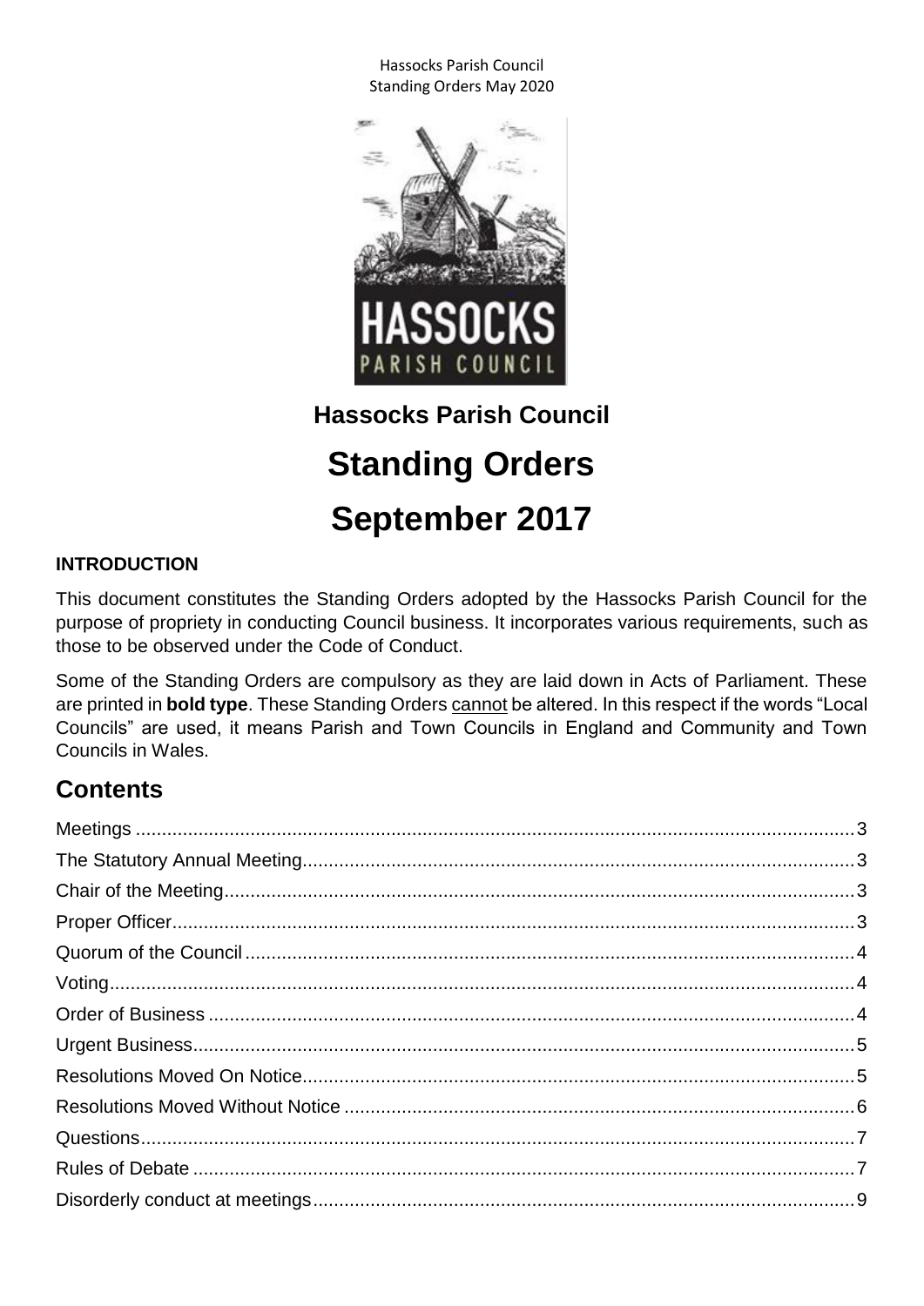# Hassocks Parish Council

# Standing Orders

# September 2017

**INTRODUCTION**

This document constitutes the Standing Orders adopted by the Hassocks Parish Council for the purpose of propriety in conducting Council business. It incorporates various requirements, such as those to be observed under the Code of Conduct.

Some of the Standing Orders are compulsory as they are laid down in Acts of Parliament. These are printed in **bold type**. These Standing Orders cannot be altered. In this respect if the words "Local Councils" are used, it means Parish and Town Councils in England and Community and Town Councils in Wales.

## Contents

- Meetings ........ 3
- The Statutory Annual Meeting ........ 3
- Chair of the Meeting ........ 3
- Proper Officer ........ 3
- Quorum of the Council ........ 4
- Voting ........ 4
- Order of Business ........ 4
- Urgent Business ........ 5
- Resolutions Moved On Notice ........ 5
- Resolutions Moved Without Notice ........ 6
- Questions ........ 7
- Rules of Debate ........ 7
- Disorderly conduct at meetings ........ 9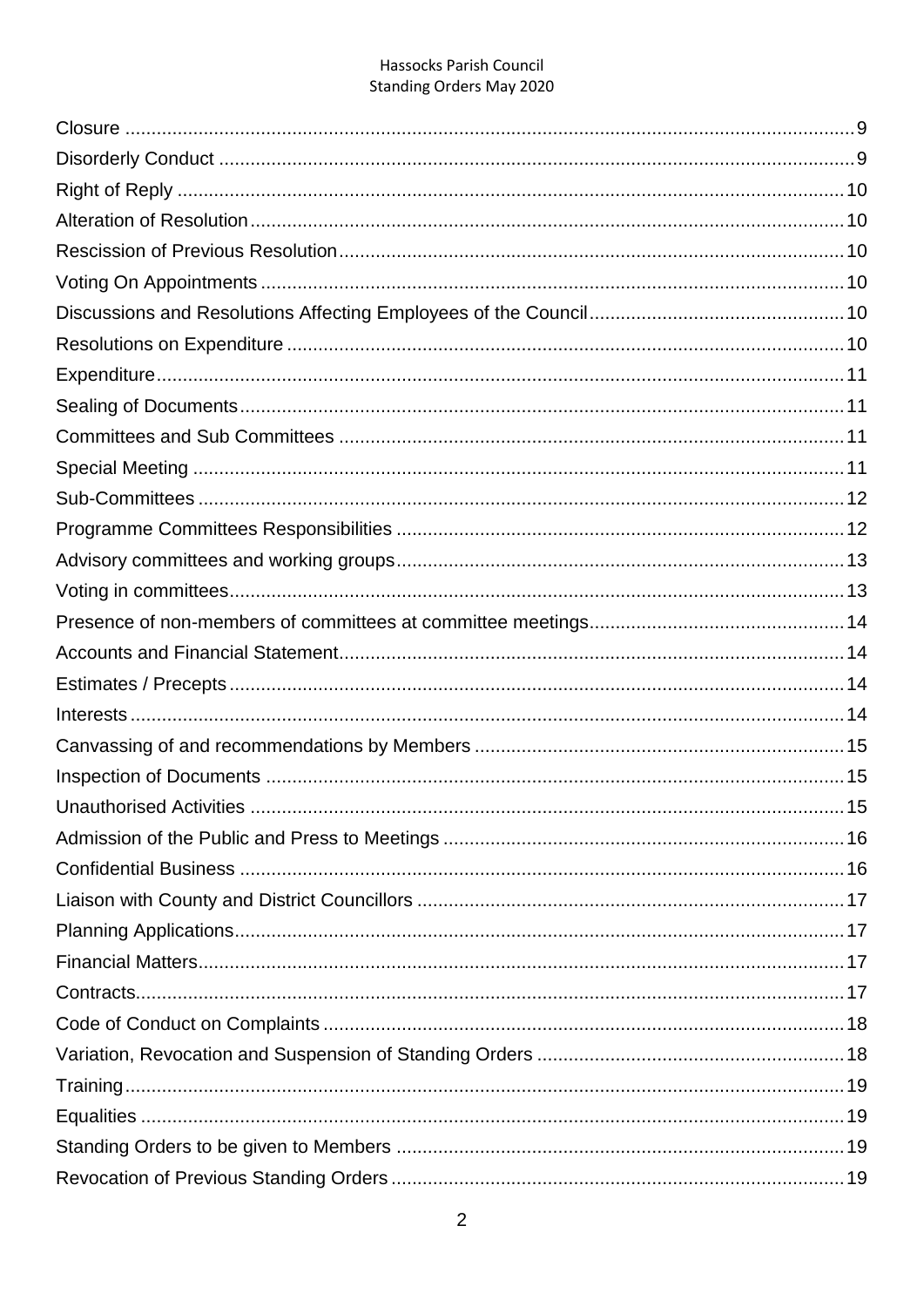Closure ........................................................................................................................... 9
Disorderly Conduct ......................................................................................................... 9
Right of Reply ............................................................................................................... 10
Alteration of Resolution ................................................................................................. 10
Rescission of Previous Resolution ................................................................................ 10
Voting On Appointments ............................................................................................... 10
Discussions and Resolutions Affecting Employees of the Council ................................ 10
Resolutions on Expenditure .......................................................................................... 10
Expenditure ................................................................................................................... 11
Sealing of Documents ................................................................................................... 11
Committees and Sub Committees ................................................................................ 11
Special Meeting ............................................................................................................ 11
Sub-Committees ........................................................................................................... 12
Programme Committees Responsibilities ..................................................................... 12
Advisory committees and working groups ..................................................................... 13
Voting in committees ..................................................................................................... 13
Presence of non-members of committees at committee meetings ................................ 14
Accounts and Financial Statement ................................................................................ 14
Estimates / Precepts ..................................................................................................... 14
Interests ........................................................................................................................ 14
Canvassing of and recommendations by Members ...................................................... 15
Inspection of Documents .............................................................................................. 15
Unauthorised Activities ................................................................................................. 15
Admission of the Public and Press to Meetings ............................................................ 16
Confidential Business ................................................................................................... 16
Liaison with County and District Councillors ................................................................. 17
Planning Applications .................................................................................................... 17
Financial Matters ........................................................................................................... 17
Contracts ....................................................................................................................... 17
Code of Conduct on Complaints ................................................................................... 18
Variation, Revocation and Suspension of Standing Orders ........................................... 18
Training ......................................................................................................................... 19
Equalities ...................................................................................................................... 19
Standing Orders to be given to Members ..................................................................... 19
Revocation of Previous Standing Orders ...................................................................... 19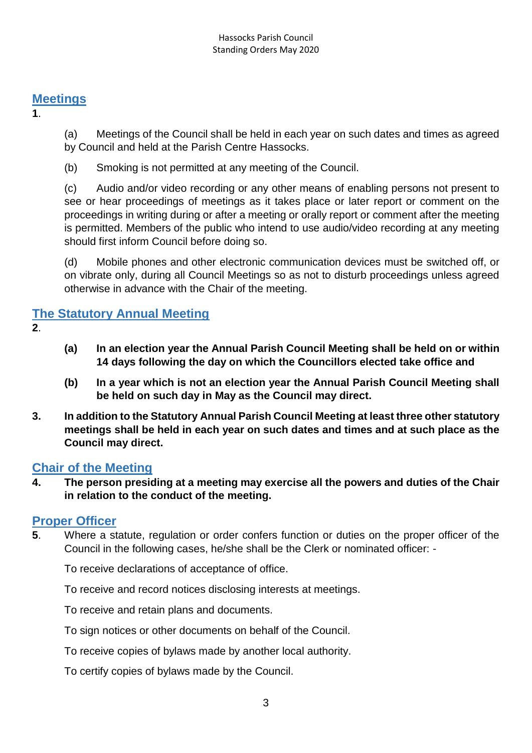## Meetings

**1**.

(a) Meetings of the Council shall be held in each year on such dates and times as agreed by Council and held at the Parish Centre Hassocks.

(b) Smoking is not permitted at any meeting of the Council.

(c) Audio and/or video recording or any other means of enabling persons not present to see or hear proceedings of meetings as it takes place or later report or comment on the proceedings in writing during or after a meeting or orally report or comment after the meeting is permitted. Members of the public who intend to use audio/video recording at any meeting should first inform Council before doing so.

(d) Mobile phones and other electronic communication devices must be switched off, or on vibrate only, during all Council Meetings so as not to disturb proceedings unless agreed otherwise in advance with the Chair of the meeting.

## The Statutory Annual Meeting

**2**.

**(a) In an election year the Annual Parish Council Meeting shall be held on or within 14 days following the day on which the Councillors elected take office and**

**(b) In a year which is not an election year the Annual Parish Council Meeting shall be held on such day in May as the Council may direct.**

**3. In addition to the Statutory Annual Parish Council Meeting at least three other statutory meetings shall be held in each year on such dates and times and at such place as the Council may direct.**

## Chair of the Meeting

**4. The person presiding at a meeting may exercise all the powers and duties of the Chair in relation to the conduct of the meeting.**

## Proper Officer

**5**. Where a statute, regulation or order confers function or duties on the proper officer of the Council in the following cases, he/she shall be the Clerk or nominated officer: -

To receive declarations of acceptance of office.

To receive and record notices disclosing interests at meetings.

To receive and retain plans and documents.

To sign notices or other documents on behalf of the Council.

To receive copies of bylaws made by another local authority.

To certify copies of bylaws made by the Council.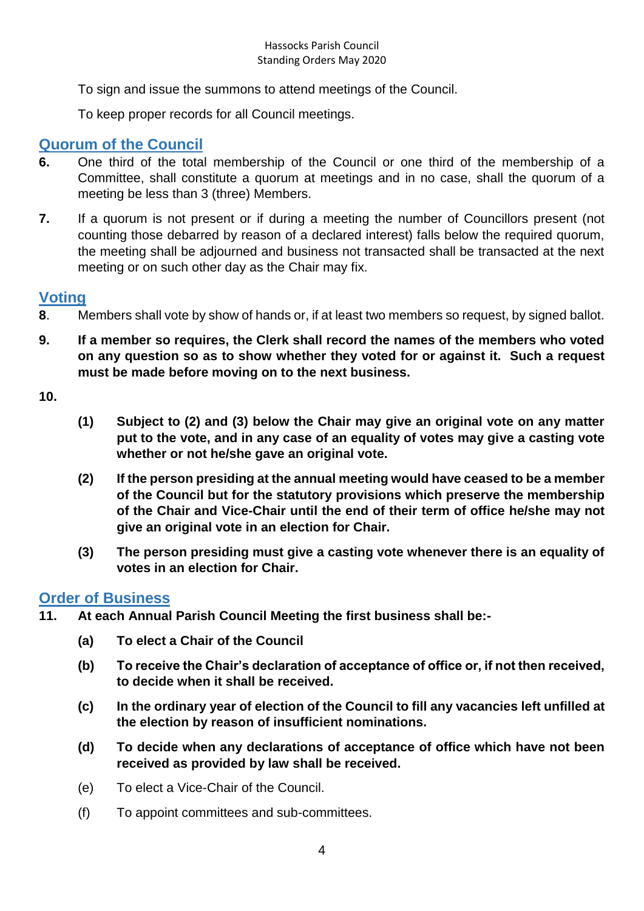To sign and issue the summons to attend meetings of the Council.

To keep proper records for all Council meetings.

## Quorum of the Council

**6.** One third of the total membership of the Council or one third of the membership of a Committee, shall constitute a quorum at meetings and in no case, shall the quorum of a meeting be less than 3 (three) Members.

**7.** If a quorum is not present or if during a meeting the number of Councillors present (not counting those debarred by reason of a declared interest) falls below the required quorum, the meeting shall be adjourned and business not transacted shall be transacted at the next meeting or on such other day as the Chair may fix.

## Voting

**8**. Members shall vote by show of hands or, if at least two members so request, by signed ballot.

**9. If a member so requires, the Clerk shall record the names of the members who voted on any question so as to show whether they voted for or against it. Such a request must be made before moving on to the next business.**

**10.**

**(1) Subject to (2) and (3) below the Chair may give an original vote on any matter put to the vote, and in any case of an equality of votes may give a casting vote whether or not he/she gave an original vote.**

**(2) If the person presiding at the annual meeting would have ceased to be a member of the Council but for the statutory provisions which preserve the membership of the Chair and Vice-Chair until the end of their term of office he/she may not give an original vote in an election for Chair.**

**(3) The person presiding must give a casting vote whenever there is an equality of votes in an election for Chair.**

## Order of Business

**11. At each Annual Parish Council Meeting the first business shall be:-**

**(a) To elect a Chair of the Council**

**(b) To receive the Chair's declaration of acceptance of office or, if not then received, to decide when it shall be received.**

**(c) In the ordinary year of election of the Council to fill any vacancies left unfilled at the election by reason of insufficient nominations.**

**(d) To decide when any declarations of acceptance of office which have not been received as provided by law shall be received.**

(e) To elect a Vice-Chair of the Council.

(f) To appoint committees and sub-committees.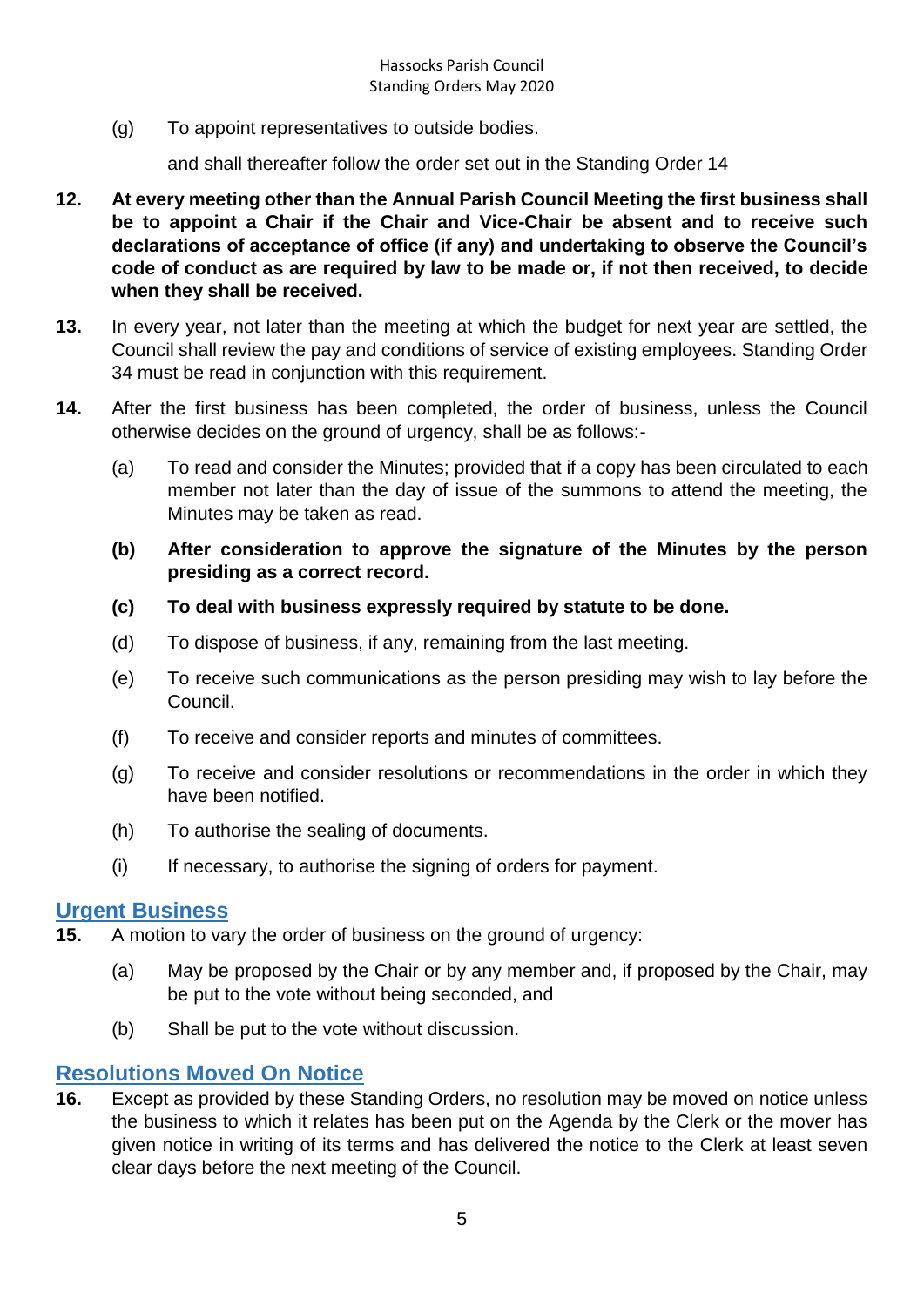(g) To appoint representatives to outside bodies.

and shall thereafter follow the order set out in the Standing Order 14

**12. At every meeting other than the Annual Parish Council Meeting the first business shall be to appoint a Chair if the Chair and Vice-Chair be absent and to receive such declarations of acceptance of office (if any) and undertaking to observe the Council's code of conduct as are required by law to be made or, if not then received, to decide when they shall be received.**

**13.** In every year, not later than the meeting at which the budget for next year are settled, the Council shall review the pay and conditions of service of existing employees. Standing Order 34 must be read in conjunction with this requirement.

**14.** After the first business has been completed, the order of business, unless the Council otherwise decides on the ground of urgency, shall be as follows:-

(a) To read and consider the Minutes; provided that if a copy has been circulated to each member not later than the day of issue of the summons to attend the meeting, the Minutes may be taken as read.

**(b) After consideration to approve the signature of the Minutes by the person presiding as a correct record.**

**(c) To deal with business expressly required by statute to be done.**

(d) To dispose of business, if any, remaining from the last meeting.

(e) To receive such communications as the person presiding may wish to lay before the Council.

(f) To receive and consider reports and minutes of committees.

(g) To receive and consider resolutions or recommendations in the order in which they have been notified.

(h) To authorise the sealing of documents.

(i) If necessary, to authorise the signing of orders for payment.

## Urgent Business

**15.** A motion to vary the order of business on the ground of urgency:

(a) May be proposed by the Chair or by any member and, if proposed by the Chair, may be put to the vote without being seconded, and

(b) Shall be put to the vote without discussion.

## Resolutions Moved On Notice

**16.** Except as provided by these Standing Orders, no resolution may be moved on notice unless the business to which it relates has been put on the Agenda by the Clerk or the mover has given notice in writing of its terms and has delivered the notice to the Clerk at least seven clear days before the next meeting of the Council.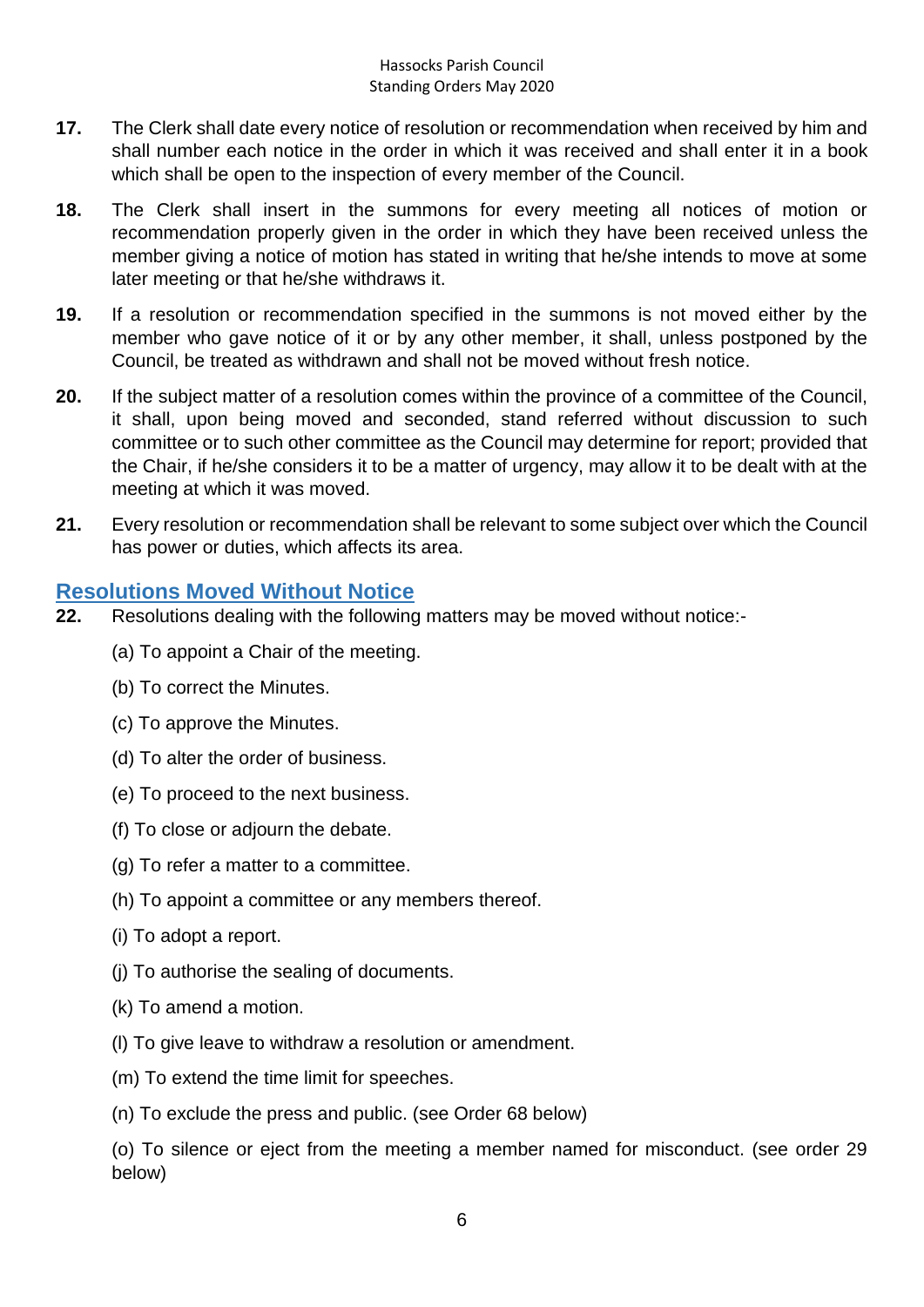**17.** The Clerk shall date every notice of resolution or recommendation when received by him and shall number each notice in the order in which it was received and shall enter it in a book which shall be open to the inspection of every member of the Council.

**18.** The Clerk shall insert in the summons for every meeting all notices of motion or recommendation properly given in the order in which they have been received unless the member giving a notice of motion has stated in writing that he/she intends to move at some later meeting or that he/she withdraws it.

**19.** If a resolution or recommendation specified in the summons is not moved either by the member who gave notice of it or by any other member, it shall, unless postponed by the Council, be treated as withdrawn and shall not be moved without fresh notice.

**20.** If the subject matter of a resolution comes within the province of a committee of the Council, it shall, upon being moved and seconded, stand referred without discussion to such committee or to such other committee as the Council may determine for report; provided that the Chair, if he/she considers it to be a matter of urgency, may allow it to be dealt with at the meeting at which it was moved.

**21.** Every resolution or recommendation shall be relevant to some subject over which the Council has power or duties, which affects its area.

## Resolutions Moved Without Notice

**22.** Resolutions dealing with the following matters may be moved without notice:-

(a) To appoint a Chair of the meeting.

(b) To correct the Minutes.

(c) To approve the Minutes.

(d) To alter the order of business.

(e) To proceed to the next business.

(f) To close or adjourn the debate.

(g) To refer a matter to a committee.

(h) To appoint a committee or any members thereof.

(i) To adopt a report.

(j) To authorise the sealing of documents.

(k) To amend a motion.

(l) To give leave to withdraw a resolution or amendment.

(m) To extend the time limit for speeches.

(n) To exclude the press and public. (see Order 68 below)

(o) To silence or eject from the meeting a member named for misconduct. (see order 29 below)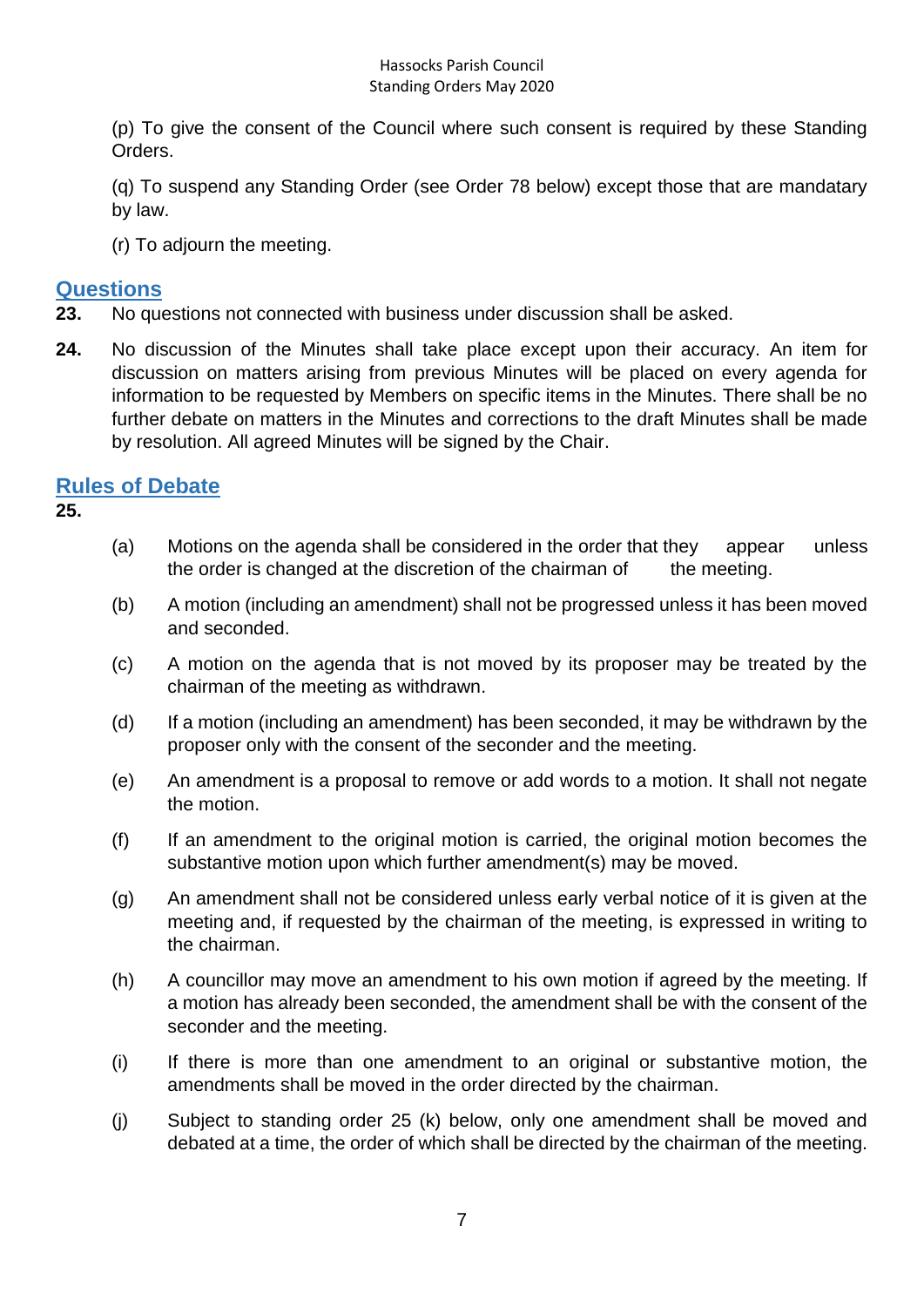(p) To give the consent of the Council where such consent is required by these Standing Orders.

(q) To suspend any Standing Order (see Order 78 below) except those that are mandatary by law.

(r) To adjourn the meeting.

## Questions

**23.** No questions not connected with business under discussion shall be asked.

**24.** No discussion of the Minutes shall take place except upon their accuracy. An item for discussion on matters arising from previous Minutes will be placed on every agenda for information to be requested by Members on specific items in the Minutes. There shall be no further debate on matters in the Minutes and corrections to the draft Minutes shall be made by resolution. All agreed Minutes will be signed by the Chair.

## Rules of Debate

**25.**

(a) Motions on the agenda shall be considered in the order that they appear unless the order is changed at the discretion of the chairman of the meeting.

(b) A motion (including an amendment) shall not be progressed unless it has been moved and seconded.

(c) A motion on the agenda that is not moved by its proposer may be treated by the chairman of the meeting as withdrawn.

(d) If a motion (including an amendment) has been seconded, it may be withdrawn by the proposer only with the consent of the seconder and the meeting.

(e) An amendment is a proposal to remove or add words to a motion. It shall not negate the motion.

(f) If an amendment to the original motion is carried, the original motion becomes the substantive motion upon which further amendment(s) may be moved.

(g) An amendment shall not be considered unless early verbal notice of it is given at the meeting and, if requested by the chairman of the meeting, is expressed in writing to the chairman.

(h) A councillor may move an amendment to his own motion if agreed by the meeting. If a motion has already been seconded, the amendment shall be with the consent of the seconder and the meeting.

(i) If there is more than one amendment to an original or substantive motion, the amendments shall be moved in the order directed by the chairman.

(j) Subject to standing order 25 (k) below, only one amendment shall be moved and debated at a time, the order of which shall be directed by the chairman of the meeting.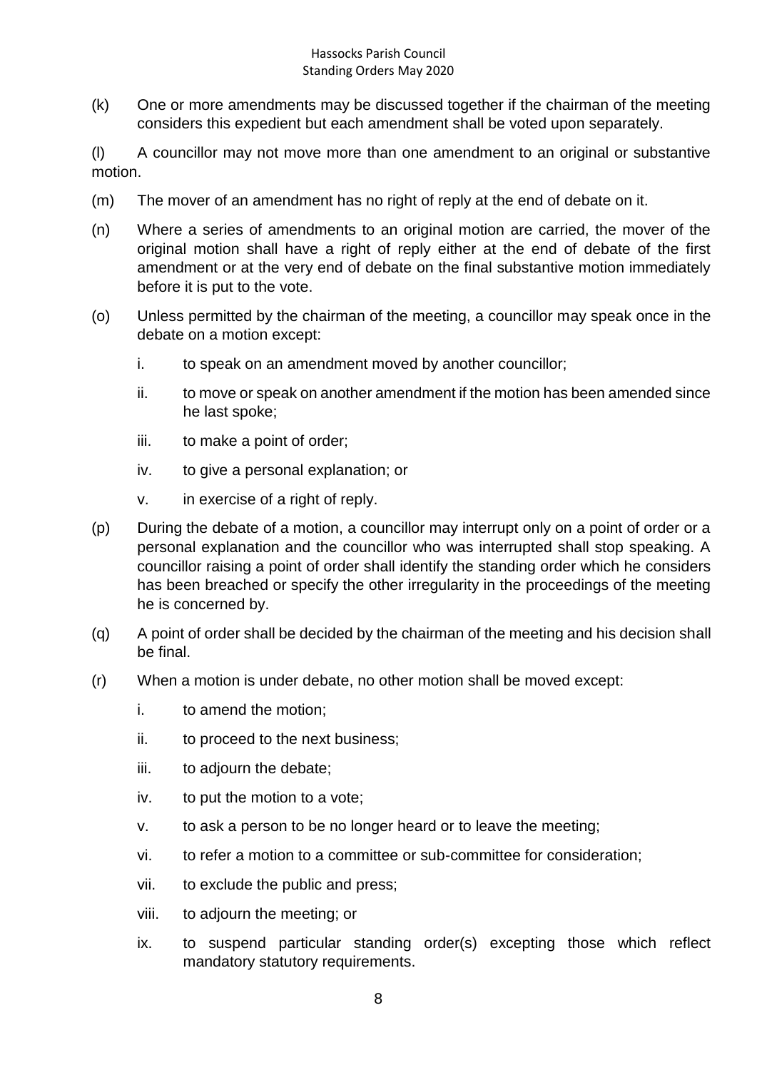(k) One or more amendments may be discussed together if the chairman of the meeting considers this expedient but each amendment shall be voted upon separately.

(l) A councillor may not move more than one amendment to an original or substantive motion.

(m) The mover of an amendment has no right of reply at the end of debate on it.

(n) Where a series of amendments to an original motion are carried, the mover of the original motion shall have a right of reply either at the end of debate of the first amendment or at the very end of debate on the final substantive motion immediately before it is put to the vote.

(o) Unless permitted by the chairman of the meeting, a councillor may speak once in the debate on a motion except:

   i. to speak on an amendment moved by another councillor;

   ii. to move or speak on another amendment if the motion has been amended since he last spoke;

   iii. to make a point of order;

   iv. to give a personal explanation; or

   v. in exercise of a right of reply.

(p) During the debate of a motion, a councillor may interrupt only on a point of order or a personal explanation and the councillor who was interrupted shall stop speaking. A councillor raising a point of order shall identify the standing order which he considers has been breached or specify the other irregularity in the proceedings of the meeting he is concerned by.

(q) A point of order shall be decided by the chairman of the meeting and his decision shall be final.

(r) When a motion is under debate, no other motion shall be moved except:

   i. to amend the motion;

   ii. to proceed to the next business;

   iii. to adjourn the debate;

   iv. to put the motion to a vote;

   v. to ask a person to be no longer heard or to leave the meeting;

   vi. to refer a motion to a committee or sub-committee for consideration;

   vii. to exclude the public and press;

   viii. to adjourn the meeting; or

   ix. to suspend particular standing order(s) excepting those which reflect mandatory statutory requirements.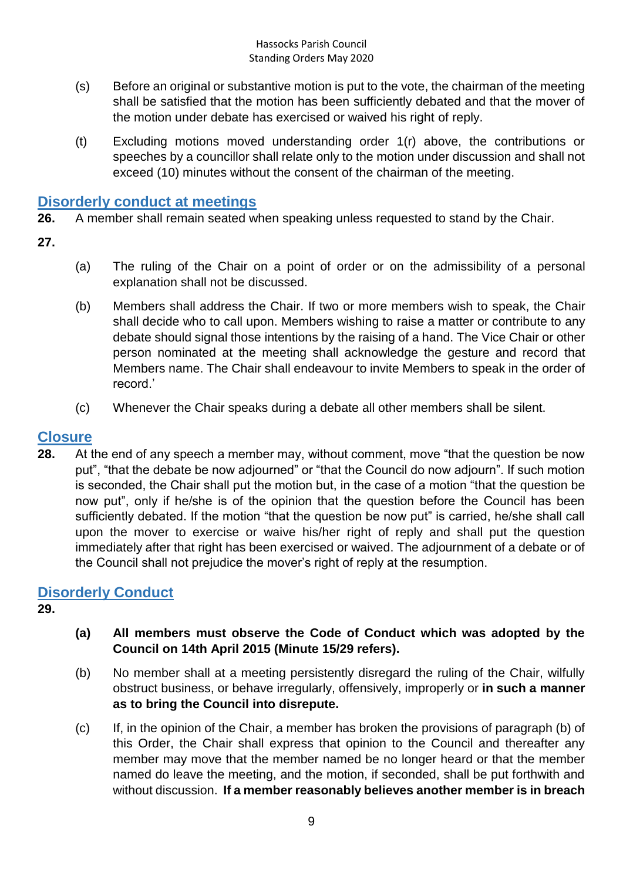(s) Before an original or substantive motion is put to the vote, the chairman of the meeting shall be satisfied that the motion has been sufficiently debated and that the mover of the motion under debate has exercised or waived his right of reply.

(t) Excluding motions moved understanding order 1(r) above, the contributions or speeches by a councillor shall relate only to the motion under discussion and shall not exceed (10) minutes without the consent of the chairman of the meeting.

## Disorderly conduct at meetings

**26.** A member shall remain seated when speaking unless requested to stand by the Chair.

**27.**

(a) The ruling of the Chair on a point of order or on the admissibility of a personal explanation shall not be discussed.

(b) Members shall address the Chair. If two or more members wish to speak, the Chair shall decide who to call upon. Members wishing to raise a matter or contribute to any debate should signal those intentions by the raising of a hand. The Vice Chair or other person nominated at the meeting shall acknowledge the gesture and record that Members name. The Chair shall endeavour to invite Members to speak in the order of record.'

(c) Whenever the Chair speaks during a debate all other members shall be silent.

## Closure

**28.** At the end of any speech a member may, without comment, move "that the question be now put", "that the debate be now adjourned" or "that the Council do now adjourn". If such motion is seconded, the Chair shall put the motion but, in the case of a motion "that the question be now put", only if he/she is of the opinion that the question before the Council has been sufficiently debated. If the motion "that the question be now put" is carried, he/she shall call upon the mover to exercise or waive his/her right of reply and shall put the question immediately after that right has been exercised or waived. The adjournment of a debate or of the Council shall not prejudice the mover's right of reply at the resumption.

## Disorderly Conduct

**29.**

**(a) All members must observe the Code of Conduct which was adopted by the Council on 14th April 2015 (Minute 15/29 refers).**

(b) No member shall at a meeting persistently disregard the ruling of the Chair, wilfully obstruct business, or behave irregularly, offensively, improperly or **in such a manner as to bring the Council into disrepute.**

(c) If, in the opinion of the Chair, a member has broken the provisions of paragraph (b) of this Order, the Chair shall express that opinion to the Council and thereafter any member may move that the member named be no longer heard or that the member named do leave the meeting, and the motion, if seconded, shall be put forthwith and without discussion. **If a member reasonably believes another member is in breach**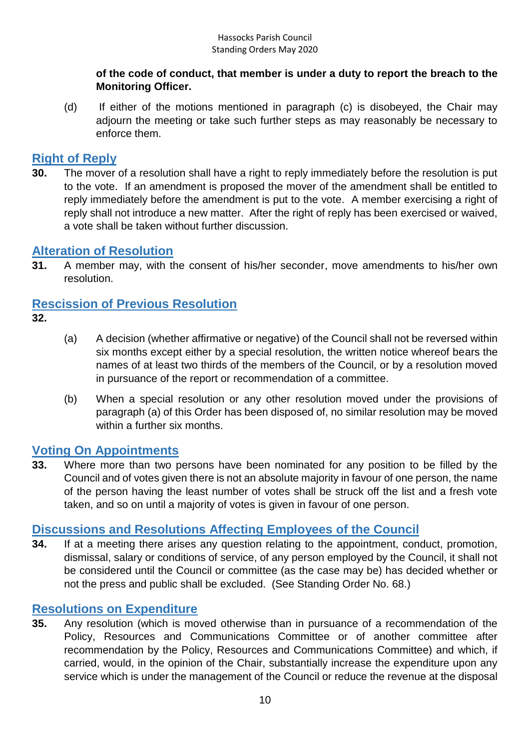**of the code of conduct, that member is under a duty to report the breach to the Monitoring Officer.**

(d) If either of the motions mentioned in paragraph (c) is disobeyed, the Chair may adjourn the meeting or take such further steps as may reasonably be necessary to enforce them.

## Right of Reply

**30.** The mover of a resolution shall have a right to reply immediately before the resolution is put to the vote. If an amendment is proposed the mover of the amendment shall be entitled to reply immediately before the amendment is put to the vote. A member exercising a right of reply shall not introduce a new matter. After the right of reply has been exercised or waived, a vote shall be taken without further discussion.

## Alteration of Resolution

**31.** A member may, with the consent of his/her seconder, move amendments to his/her own resolution.

## Rescission of Previous Resolution

**32.**

(a) A decision (whether affirmative or negative) of the Council shall not be reversed within six months except either by a special resolution, the written notice whereof bears the names of at least two thirds of the members of the Council, or by a resolution moved in pursuance of the report or recommendation of a committee.

(b) When a special resolution or any other resolution moved under the provisions of paragraph (a) of this Order has been disposed of, no similar resolution may be moved within a further six months.

## Voting On Appointments

**33.** Where more than two persons have been nominated for any position to be filled by the Council and of votes given there is not an absolute majority in favour of one person, the name of the person having the least number of votes shall be struck off the list and a fresh vote taken, and so on until a majority of votes is given in favour of one person.

## Discussions and Resolutions Affecting Employees of the Council

**34.** If at a meeting there arises any question relating to the appointment, conduct, promotion, dismissal, salary or conditions of service, of any person employed by the Council, it shall not be considered until the Council or committee (as the case may be) has decided whether or not the press and public shall be excluded. (See Standing Order No. 68.)

## Resolutions on Expenditure

**35.** Any resolution (which is moved otherwise than in pursuance of a recommendation of the Policy, Resources and Communications Committee or of another committee after recommendation by the Policy, Resources and Communications Committee) and which, if carried, would, in the opinion of the Chair, substantially increase the expenditure upon any service which is under the management of the Council or reduce the revenue at the disposal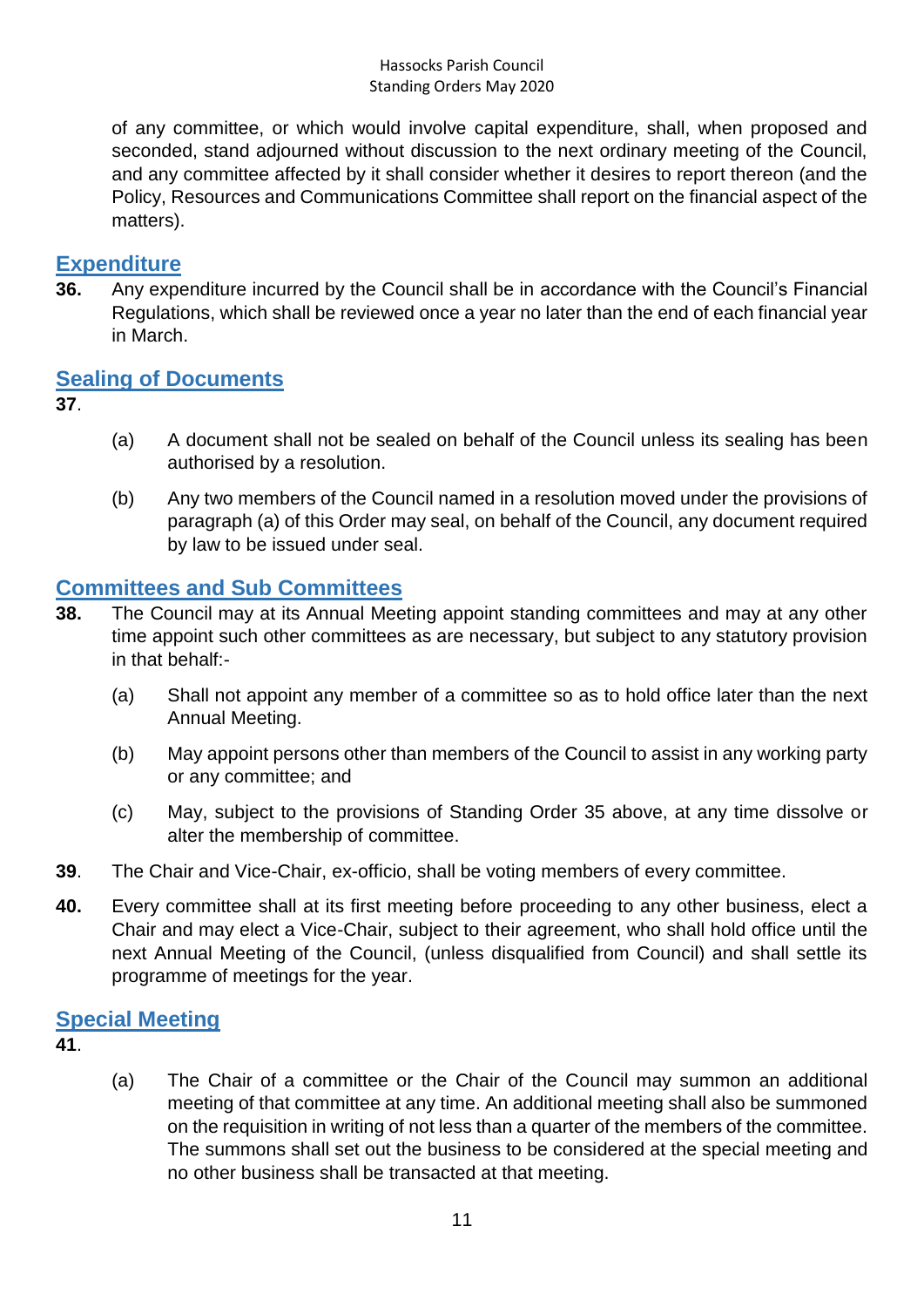of any committee, or which would involve capital expenditure, shall, when proposed and seconded, stand adjourned without discussion to the next ordinary meeting of the Council, and any committee affected by it shall consider whether it desires to report thereon (and the Policy, Resources and Communications Committee shall report on the financial aspect of the matters).

## Expenditure

**36.** Any expenditure incurred by the Council shall be in accordance with the Council's Financial Regulations, which shall be reviewed once a year no later than the end of each financial year in March.

## Sealing of Documents

**37**.

(a) A document shall not be sealed on behalf of the Council unless its sealing has been authorised by a resolution.

(b) Any two members of the Council named in a resolution moved under the provisions of paragraph (a) of this Order may seal, on behalf of the Council, any document required by law to be issued under seal.

## Committees and Sub Committees

**38.** The Council may at its Annual Meeting appoint standing committees and may at any other time appoint such other committees as are necessary, but subject to any statutory provision in that behalf:-

(a) Shall not appoint any member of a committee so as to hold office later than the next Annual Meeting.

(b) May appoint persons other than members of the Council to assist in any working party or any committee; and

(c) May, subject to the provisions of Standing Order 35 above, at any time dissolve or alter the membership of committee.

**39**. The Chair and Vice-Chair, ex-officio, shall be voting members of every committee.

**40.** Every committee shall at its first meeting before proceeding to any other business, elect a Chair and may elect a Vice-Chair, subject to their agreement, who shall hold office until the next Annual Meeting of the Council, (unless disqualified from Council) and shall settle its programme of meetings for the year.

## Special Meeting

**41**.

(a) The Chair of a committee or the Chair of the Council may summon an additional meeting of that committee at any time. An additional meeting shall also be summoned on the requisition in writing of not less than a quarter of the members of the committee. The summons shall set out the business to be considered at the special meeting and no other business shall be transacted at that meeting.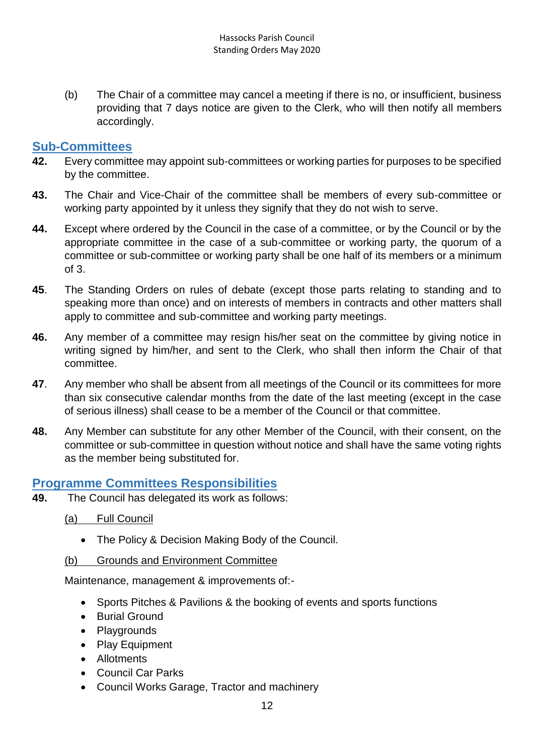(b) The Chair of a committee may cancel a meeting if there is no, or insufficient, business providing that 7 days notice are given to the Clerk, who will then notify all members accordingly.

## Sub-Committees

**42.** Every committee may appoint sub-committees or working parties for purposes to be specified by the committee.

**43.** The Chair and Vice-Chair of the committee shall be members of every sub-committee or working party appointed by it unless they signify that they do not wish to serve.

**44.** Except where ordered by the Council in the case of a committee, or by the Council or by the appropriate committee in the case of a sub-committee or working party, the quorum of a committee or sub-committee or working party shall be one half of its members or a minimum of 3.

**45**. The Standing Orders on rules of debate (except those parts relating to standing and to speaking more than once) and on interests of members in contracts and other matters shall apply to committee and sub-committee and working party meetings.

**46.** Any member of a committee may resign his/her seat on the committee by giving notice in writing signed by him/her, and sent to the Clerk, who shall then inform the Chair of that committee.

**47**. Any member who shall be absent from all meetings of the Council or its committees for more than six consecutive calendar months from the date of the last meeting (except in the case of serious illness) shall cease to be a member of the Council or that committee.

**48.** Any Member can substitute for any other Member of the Council, with their consent, on the committee or sub-committee in question without notice and shall have the same voting rights as the member being substituted for.

## Programme Committees Responsibilities

**49.** The Council has delegated its work as follows:

(a) Full Council

- The Policy & Decision Making Body of the Council.

(b) Grounds and Environment Committee

Maintenance, management & improvements of:-

- Sports Pitches & Pavilions & the booking of events and sports functions
- Burial Ground
- Playgrounds
- Play Equipment
- Allotments
- Council Car Parks
- Council Works Garage, Tractor and machinery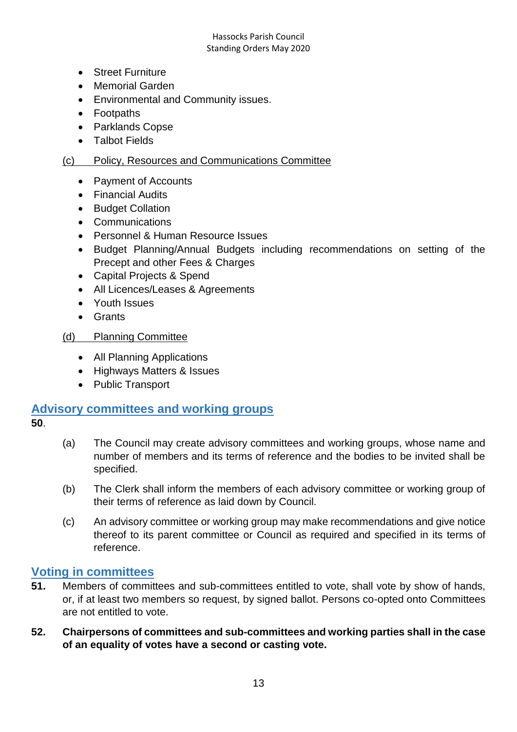- Street Furniture
- Memorial Garden
- Environmental and Community issues.
- Footpaths
- Parklands Copse
- Talbot Fields

(c) Policy, Resources and Communications Committee

- Payment of Accounts
- Financial Audits
- Budget Collation
- Communications
- Personnel & Human Resource Issues
- Budget Planning/Annual Budgets including recommendations on setting of the Precept and other Fees & Charges
- Capital Projects & Spend
- All Licences/Leases & Agreements
- Youth Issues
- Grants

(d) Planning Committee

- All Planning Applications
- Highways Matters & Issues
- Public Transport

## Advisory committees and working groups

**50**.

(a) The Council may create advisory committees and working groups, whose name and number of members and its terms of reference and the bodies to be invited shall be specified.

(b) The Clerk shall inform the members of each advisory committee or working group of their terms of reference as laid down by Council.

(c) An advisory committee or working group may make recommendations and give notice thereof to its parent committee or Council as required and specified in its terms of reference.

## Voting in committees

**51.** Members of committees and sub-committees entitled to vote, shall vote by show of hands, or, if at least two members so request, by signed ballot. Persons co-opted onto Committees are not entitled to vote.

**52. Chairpersons of committees and sub-committees and working parties shall in the case of an equality of votes have a second or casting vote.**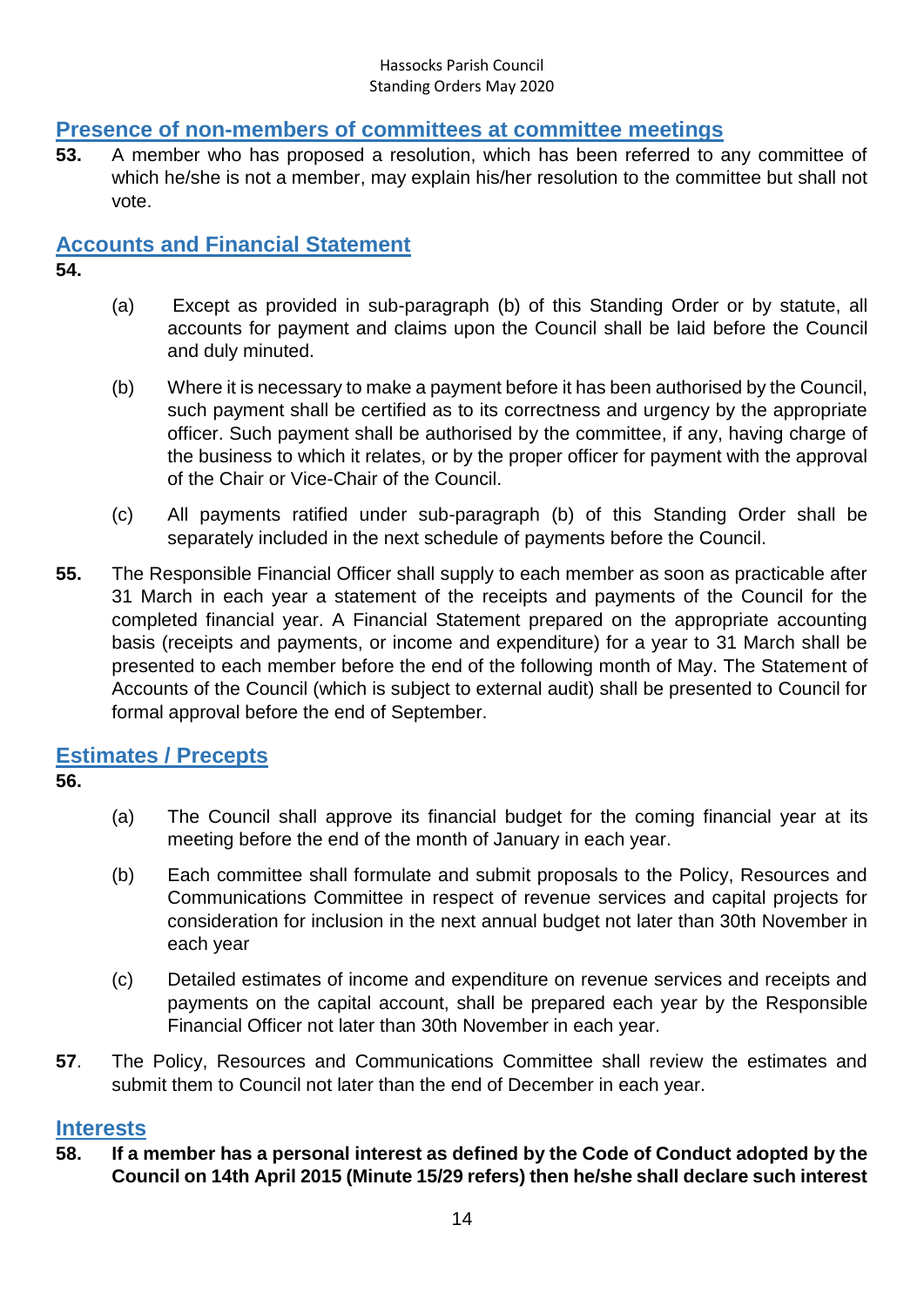## Presence of non-members of committees at committee meetings

**53.** A member who has proposed a resolution, which has been referred to any committee of which he/she is not a member, may explain his/her resolution to the committee but shall not vote.

## Accounts and Financial Statement

**54.**

(a) Except as provided in sub-paragraph (b) of this Standing Order or by statute, all accounts for payment and claims upon the Council shall be laid before the Council and duly minuted.

(b) Where it is necessary to make a payment before it has been authorised by the Council, such payment shall be certified as to its correctness and urgency by the appropriate officer. Such payment shall be authorised by the committee, if any, having charge of the business to which it relates, or by the proper officer for payment with the approval of the Chair or Vice-Chair of the Council.

(c) All payments ratified under sub-paragraph (b) of this Standing Order shall be separately included in the next schedule of payments before the Council.

**55.** The Responsible Financial Officer shall supply to each member as soon as practicable after 31 March in each year a statement of the receipts and payments of the Council for the completed financial year. A Financial Statement prepared on the appropriate accounting basis (receipts and payments, or income and expenditure) for a year to 31 March shall be presented to each member before the end of the following month of May. The Statement of Accounts of the Council (which is subject to external audit) shall be presented to Council for formal approval before the end of September.

## Estimates / Precepts

**56.**

(a) The Council shall approve its financial budget for the coming financial year at its meeting before the end of the month of January in each year.

(b) Each committee shall formulate and submit proposals to the Policy, Resources and Communications Committee in respect of revenue services and capital projects for consideration for inclusion in the next annual budget not later than 30th November in each year

(c) Detailed estimates of income and expenditure on revenue services and receipts and payments on the capital account, shall be prepared each year by the Responsible Financial Officer not later than 30th November in each year.

**57**. The Policy, Resources and Communications Committee shall review the estimates and submit them to Council not later than the end of December in each year.

## Interests

**58. If a member has a personal interest as defined by the Code of Conduct adopted by the Council on 14th April 2015 (Minute 15/29 refers) then he/she shall declare such interest**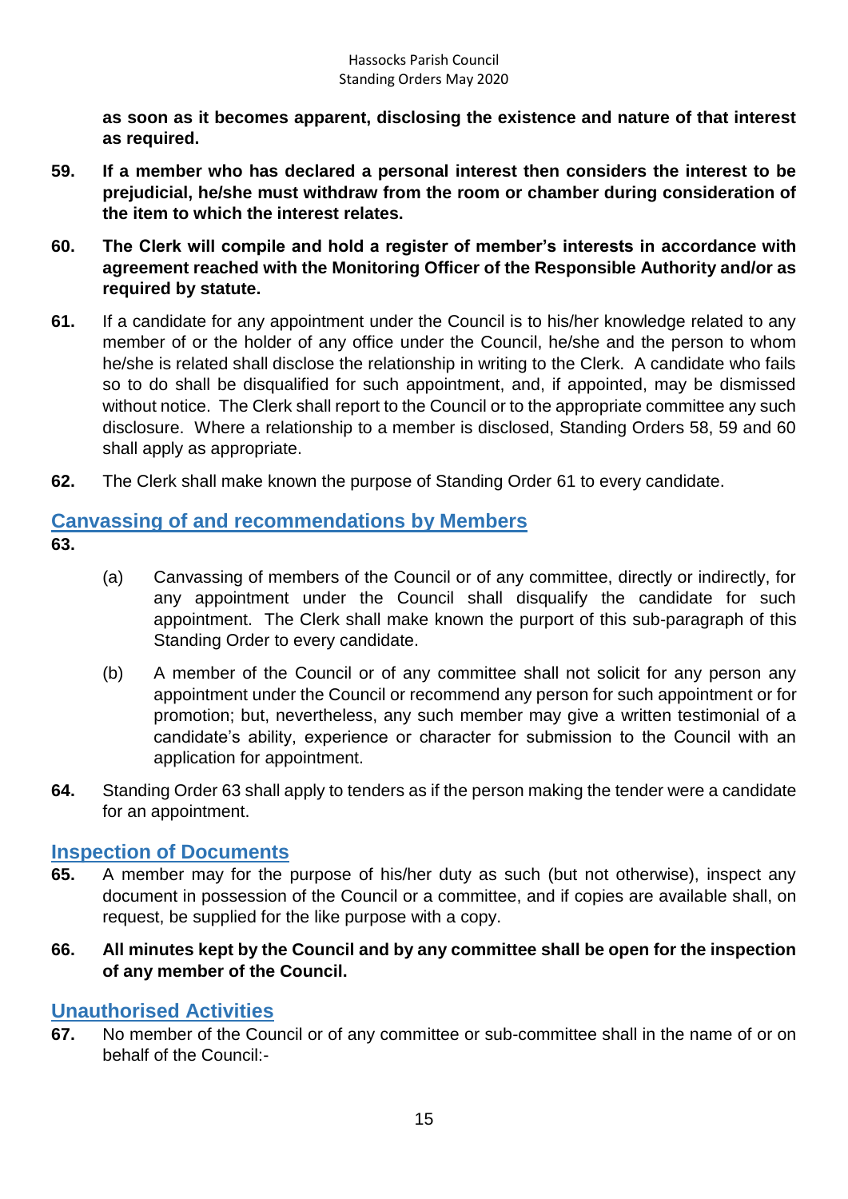**as soon as it becomes apparent, disclosing the existence and nature of that interest as required.**

**59.** **If a member who has declared a personal interest then considers the interest to be prejudicial, he/she must withdraw from the room or chamber during consideration of the item to which the interest relates.**

**60.** **The Clerk will compile and hold a register of member's interests in accordance with agreement reached with the Monitoring Officer of the Responsible Authority and/or as required by statute.**

**61.** If a candidate for any appointment under the Council is to his/her knowledge related to any member of or the holder of any office under the Council, he/she and the person to whom he/she is related shall disclose the relationship in writing to the Clerk. A candidate who fails so to do shall be disqualified for such appointment, and, if appointed, may be dismissed without notice. The Clerk shall report to the Council or to the appropriate committee any such disclosure. Where a relationship to a member is disclosed, Standing Orders 58, 59 and 60 shall apply as appropriate.

**62.** The Clerk shall make known the purpose of Standing Order 61 to every candidate.

## Canvassing of and recommendations by Members

**63.**

(a) Canvassing of members of the Council or of any committee, directly or indirectly, for any appointment under the Council shall disqualify the candidate for such appointment. The Clerk shall make known the purport of this sub-paragraph of this Standing Order to every candidate.

(b) A member of the Council or of any committee shall not solicit for any person any appointment under the Council or recommend any person for such appointment or for promotion; but, nevertheless, any such member may give a written testimonial of a candidate's ability, experience or character for submission to the Council with an application for appointment.

**64.** Standing Order 63 shall apply to tenders as if the person making the tender were a candidate for an appointment.

## Inspection of Documents

**65.** A member may for the purpose of his/her duty as such (but not otherwise), inspect any document in possession of the Council or a committee, and if copies are available shall, on request, be supplied for the like purpose with a copy.

**66.** **All minutes kept by the Council and by any committee shall be open for the inspection of any member of the Council.**

## Unauthorised Activities

**67.** No member of the Council or of any committee or sub-committee shall in the name of or on behalf of the Council:-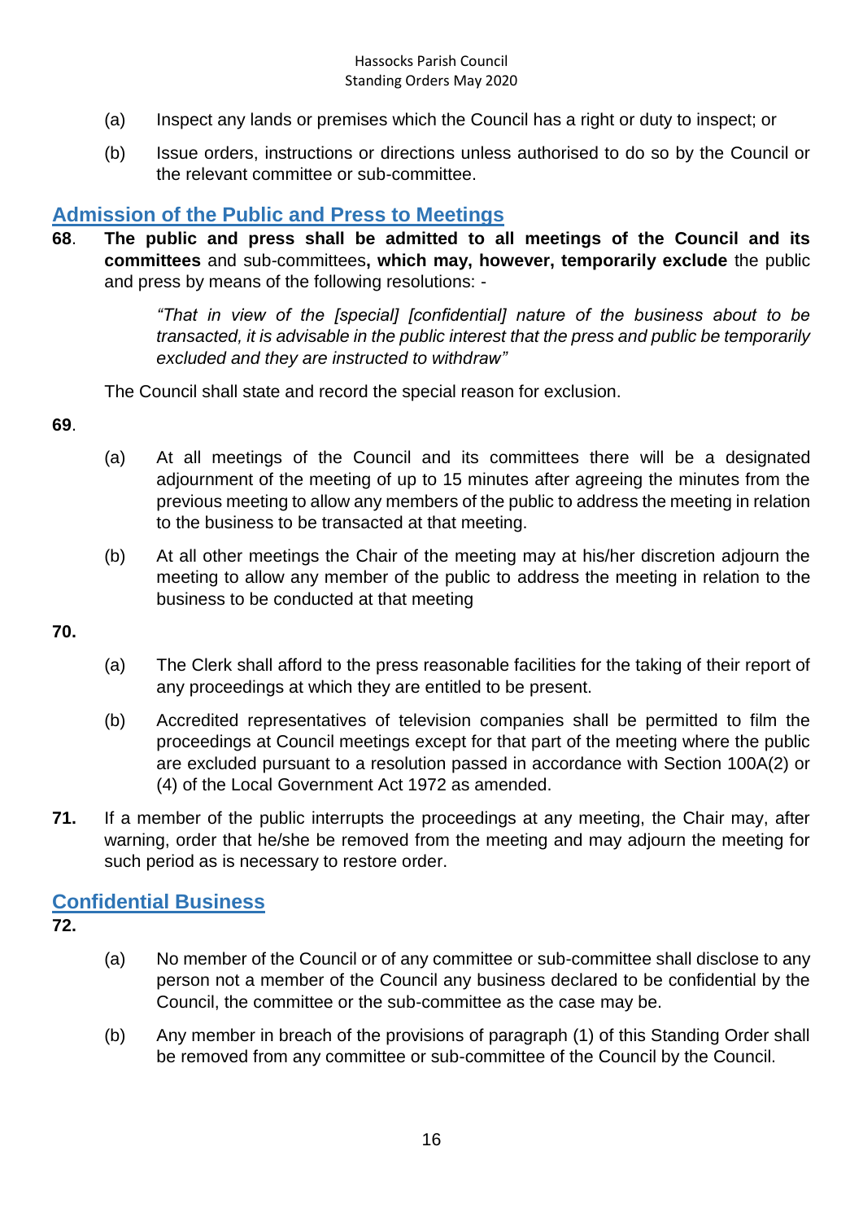(a) Inspect any lands or premises which the Council has a right or duty to inspect; or

(b) Issue orders, instructions or directions unless authorised to do so by the Council or the relevant committee or sub-committee.

## Admission of the Public and Press to Meetings

**68**. **The public and press shall be admitted to all meetings of the Council and its committees** and sub-committees**, which may, however, temporarily exclude** the public and press by means of the following resolutions: -

> *"That in view of the [special] [confidential] nature of the business about to be transacted, it is advisable in the public interest that the press and public be temporarily excluded and they are instructed to withdraw"*

The Council shall state and record the special reason for exclusion.

**69**.

(a) At all meetings of the Council and its committees there will be a designated adjournment of the meeting of up to 15 minutes after agreeing the minutes from the previous meeting to allow any members of the public to address the meeting in relation to the business to be transacted at that meeting.

(b) At all other meetings the Chair of the meeting may at his/her discretion adjourn the meeting to allow any member of the public to address the meeting in relation to the business to be conducted at that meeting

**70.**

(a) The Clerk shall afford to the press reasonable facilities for the taking of their report of any proceedings at which they are entitled to be present.

(b) Accredited representatives of television companies shall be permitted to film the proceedings at Council meetings except for that part of the meeting where the public are excluded pursuant to a resolution passed in accordance with Section 100A(2) or (4) of the Local Government Act 1972 as amended.

**71.** If a member of the public interrupts the proceedings at any meeting, the Chair may, after warning, order that he/she be removed from the meeting and may adjourn the meeting for such period as is necessary to restore order.

## Confidential Business

**72.**

(a) No member of the Council or of any committee or sub-committee shall disclose to any person not a member of the Council any business declared to be confidential by the Council, the committee or the sub-committee as the case may be.

(b) Any member in breach of the provisions of paragraph (1) of this Standing Order shall be removed from any committee or sub-committee of the Council by the Council.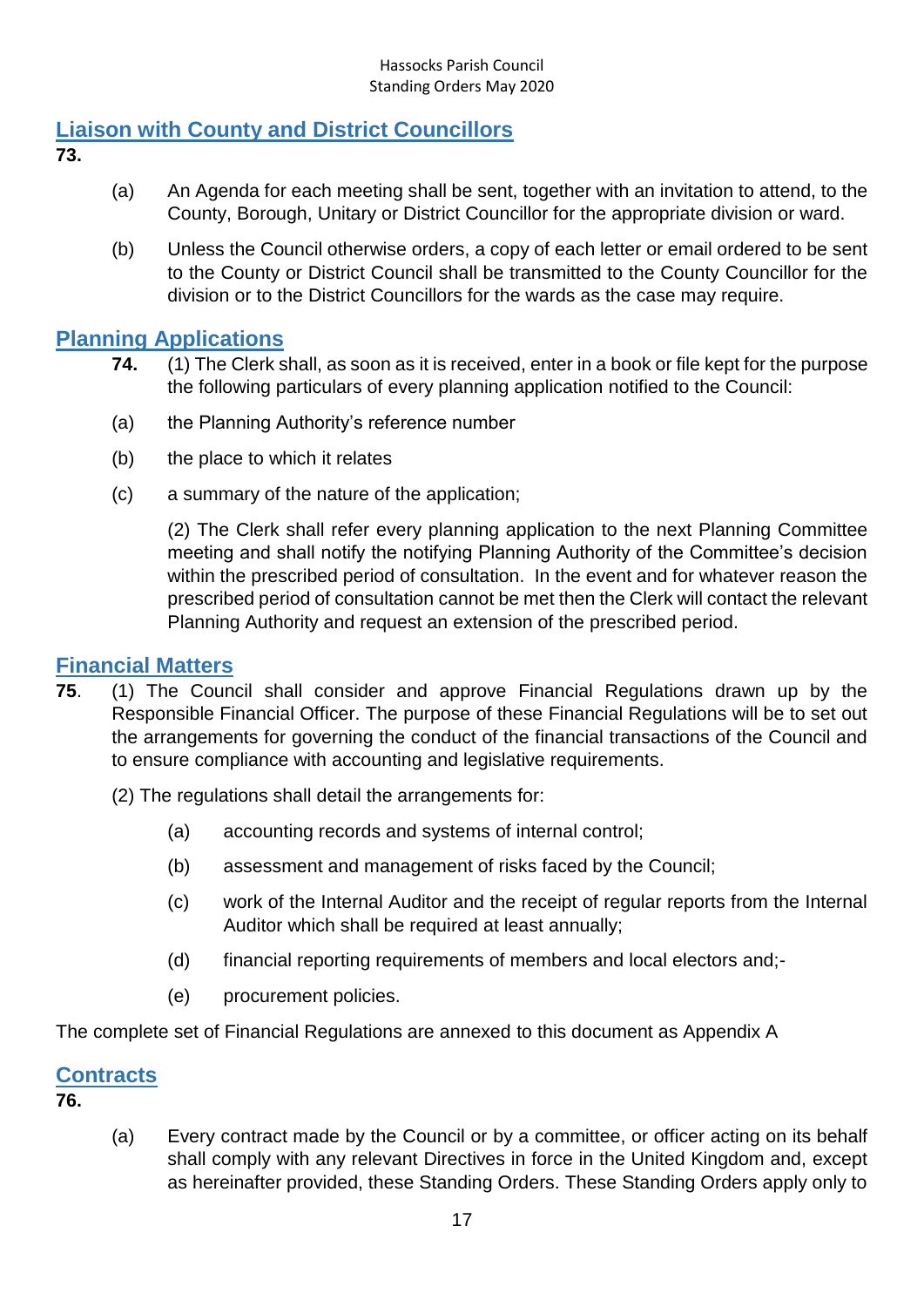## Liaison with County and District Councillors

**73.**

(a) An Agenda for each meeting shall be sent, together with an invitation to attend, to the County, Borough, Unitary or District Councillor for the appropriate division or ward.

(b) Unless the Council otherwise orders, a copy of each letter or email ordered to be sent to the County or District Council shall be transmitted to the County Councillor for the division or to the District Councillors for the wards as the case may require.

## Planning Applications

**74.** (1) The Clerk shall, as soon as it is received, enter in a book or file kept for the purpose the following particulars of every planning application notified to the Council:

(a) the Planning Authority's reference number

(b) the place to which it relates

(c) a summary of the nature of the application;

(2) The Clerk shall refer every planning application to the next Planning Committee meeting and shall notify the notifying Planning Authority of the Committee's decision within the prescribed period of consultation. In the event and for whatever reason the prescribed period of consultation cannot be met then the Clerk will contact the relevant Planning Authority and request an extension of the prescribed period.

## Financial Matters

**75**. (1) The Council shall consider and approve Financial Regulations drawn up by the Responsible Financial Officer. The purpose of these Financial Regulations will be to set out the arrangements for governing the conduct of the financial transactions of the Council and to ensure compliance with accounting and legislative requirements.

(2) The regulations shall detail the arrangements for:

(a) accounting records and systems of internal control;

(b) assessment and management of risks faced by the Council;

(c) work of the Internal Auditor and the receipt of regular reports from the Internal Auditor which shall be required at least annually;

(d) financial reporting requirements of members and local electors and;-

(e) procurement policies.

The complete set of Financial Regulations are annexed to this document as Appendix A

## Contracts

**76.**

(a) Every contract made by the Council or by a committee, or officer acting on its behalf shall comply with any relevant Directives in force in the United Kingdom and, except as hereinafter provided, these Standing Orders. These Standing Orders apply only to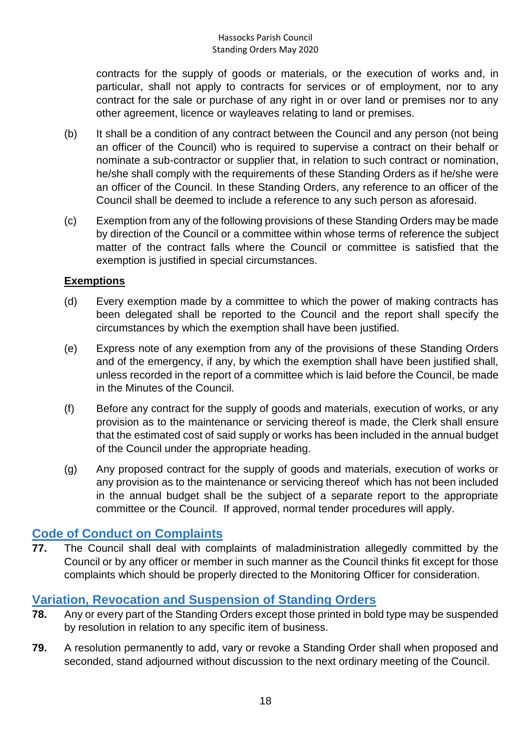contracts for the supply of goods or materials, or the execution of works and, in particular, shall not apply to contracts for services or of employment, nor to any contract for the sale or purchase of any right in or over land or premises nor to any other agreement, licence or wayleaves relating to land or premises.

(b) It shall be a condition of any contract between the Council and any person (not being an officer of the Council) who is required to supervise a contract on their behalf or nominate a sub-contractor or supplier that, in relation to such contract or nomination, he/she shall comply with the requirements of these Standing Orders as if he/she were an officer of the Council. In these Standing Orders, any reference to an officer of the Council shall be deemed to include a reference to any such person as aforesaid.

(c) Exemption from any of the following provisions of these Standing Orders may be made by direction of the Council or a committee within whose terms of reference the subject matter of the contract falls where the Council or committee is satisfied that the exemption is justified in special circumstances.

**Exemptions**

(d) Every exemption made by a committee to which the power of making contracts has been delegated shall be reported to the Council and the report shall specify the circumstances by which the exemption shall have been justified.

(e) Express note of any exemption from any of the provisions of these Standing Orders and of the emergency, if any, by which the exemption shall have been justified shall, unless recorded in the report of a committee which is laid before the Council, be made in the Minutes of the Council.

(f) Before any contract for the supply of goods and materials, execution of works, or any provision as to the maintenance or servicing thereof is made, the Clerk shall ensure that the estimated cost of said supply or works has been included in the annual budget of the Council under the appropriate heading.

(g) Any proposed contract for the supply of goods and materials, execution of works or any provision as to the maintenance or servicing thereof which has not been included in the annual budget shall be the subject of a separate report to the appropriate committee or the Council. If approved, normal tender procedures will apply.

## Code of Conduct on Complaints

**77.** The Council shall deal with complaints of maladministration allegedly committed by the Council or by any officer or member in such manner as the Council thinks fit except for those complaints which should be properly directed to the Monitoring Officer for consideration.

## Variation, Revocation and Suspension of Standing Orders

**78.** Any or every part of the Standing Orders except those printed in bold type may be suspended by resolution in relation to any specific item of business.

**79.** A resolution permanently to add, vary or revoke a Standing Order shall when proposed and seconded, stand adjourned without discussion to the next ordinary meeting of the Council.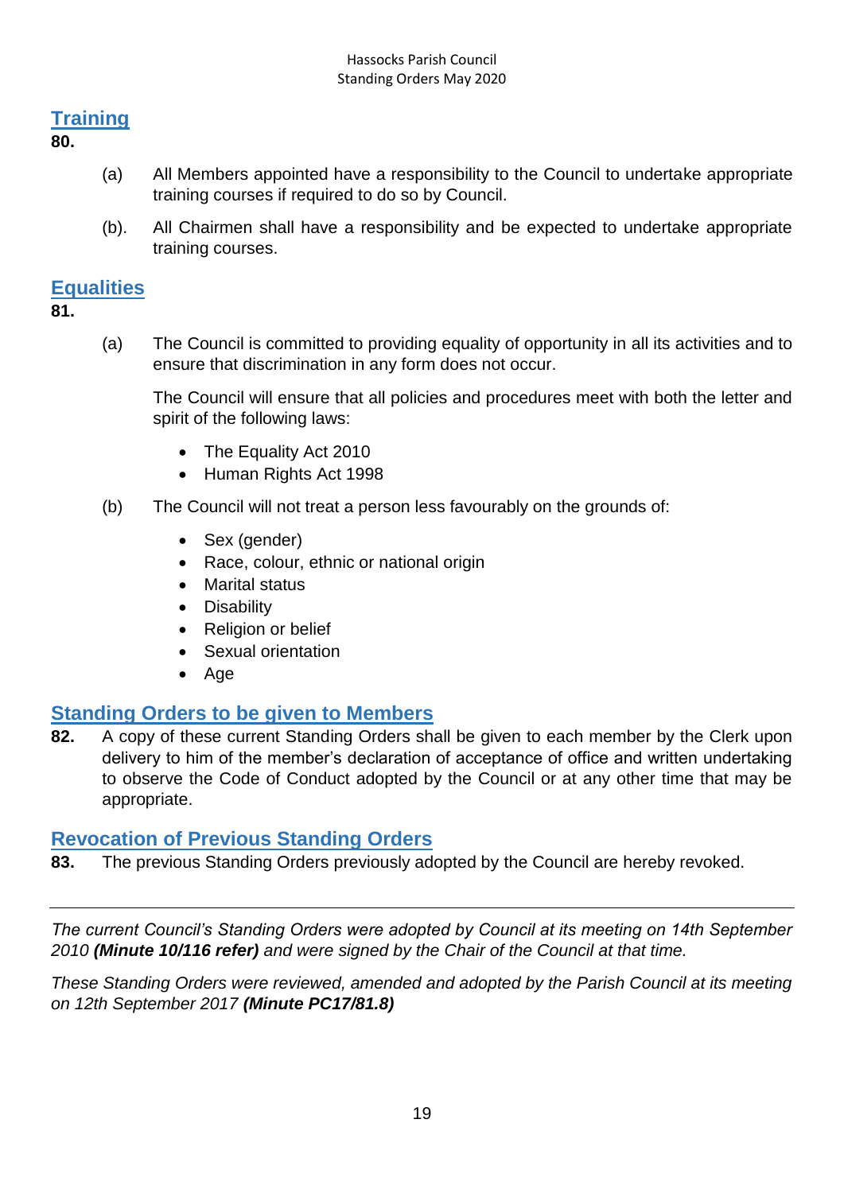## Training

**80.**

(a) All Members appointed have a responsibility to the Council to undertake appropriate training courses if required to do so by Council.

(b). All Chairmen shall have a responsibility and be expected to undertake appropriate training courses.

## Equalities

**81.**

(a) The Council is committed to providing equality of opportunity in all its activities and to ensure that discrimination in any form does not occur.

The Council will ensure that all policies and procedures meet with both the letter and spirit of the following laws:

- The Equality Act 2010
- Human Rights Act 1998

(b) The Council will not treat a person less favourably on the grounds of:

- Sex (gender)
- Race, colour, ethnic or national origin
- Marital status
- Disability
- Religion or belief
- Sexual orientation
- Age

## Standing Orders to be given to Members

**82.** A copy of these current Standing Orders shall be given to each member by the Clerk upon delivery to him of the member's declaration of acceptance of office and written undertaking to observe the Code of Conduct adopted by the Council or at any other time that may be appropriate.

## Revocation of Previous Standing Orders

**83.** The previous Standing Orders previously adopted by the Council are hereby revoked.

---

*The current Council's Standing Orders were adopted by Council at its meeting on 14th September 2010* ***(Minute 10/116 refer)*** *and were signed by the Chair of the Council at that time.*

*These Standing Orders were reviewed, amended and adopted by the Parish Council at its meeting on 12th September 2017* ***(Minute PC17/81.8)***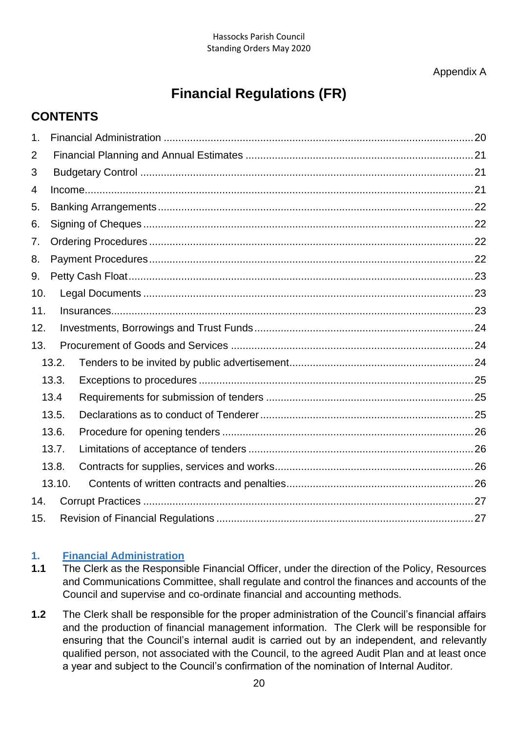Appendix A

# Financial Regulations (FR)

## CONTENTS

| | | |
|---|---|---|
| 1. | Financial Administration | 20 |
| 2 | Financial Planning and Annual Estimates | 21 |
| 3 | Budgetary Control | 21 |
| 4 | Income | 21 |
| 5. | Banking Arrangements | 22 |
| 6. | Signing of Cheques | 22 |
| 7. | Ordering Procedures | 22 |
| 8. | Payment Procedures | 22 |
| 9. | Petty Cash Float | 23 |
| 10. | Legal Documents | 23 |
| 11. | Insurances | 23 |
| 12. | Investments, Borrowings and Trust Funds | 24 |
| 13. | Procurement of Goods and Services | 24 |
| 13.2. | Tenders to be invited by public advertisement | 24 |
| 13.3. | Exceptions to procedures | 25 |
| 13.4 | Requirements for submission of tenders | 25 |
| 13.5. | Declarations as to conduct of Tenderer | 25 |
| 13.6. | Procedure for opening tenders | 26 |
| 13.7. | Limitations of acceptance of tenders | 26 |
| 13.8. | Contracts for supplies, services and works | 26 |
| 13.10. | Contents of written contracts and penalties | 26 |
| 14. | Corrupt Practices | 27 |
| 15. | Revision of Financial Regulations | 27 |

## 1. Financial Administration

**1.1** The Clerk as the Responsible Financial Officer, under the direction of the Policy, Resources and Communications Committee, shall regulate and control the finances and accounts of the Council and supervise and co-ordinate financial and accounting methods.

**1.2** The Clerk shall be responsible for the proper administration of the Council's financial affairs and the production of financial management information. The Clerk will be responsible for ensuring that the Council's internal audit is carried out by an independent, and relevantly qualified person, not associated with the Council, to the agreed Audit Plan and at least once a year and subject to the Council's confirmation of the nomination of Internal Auditor.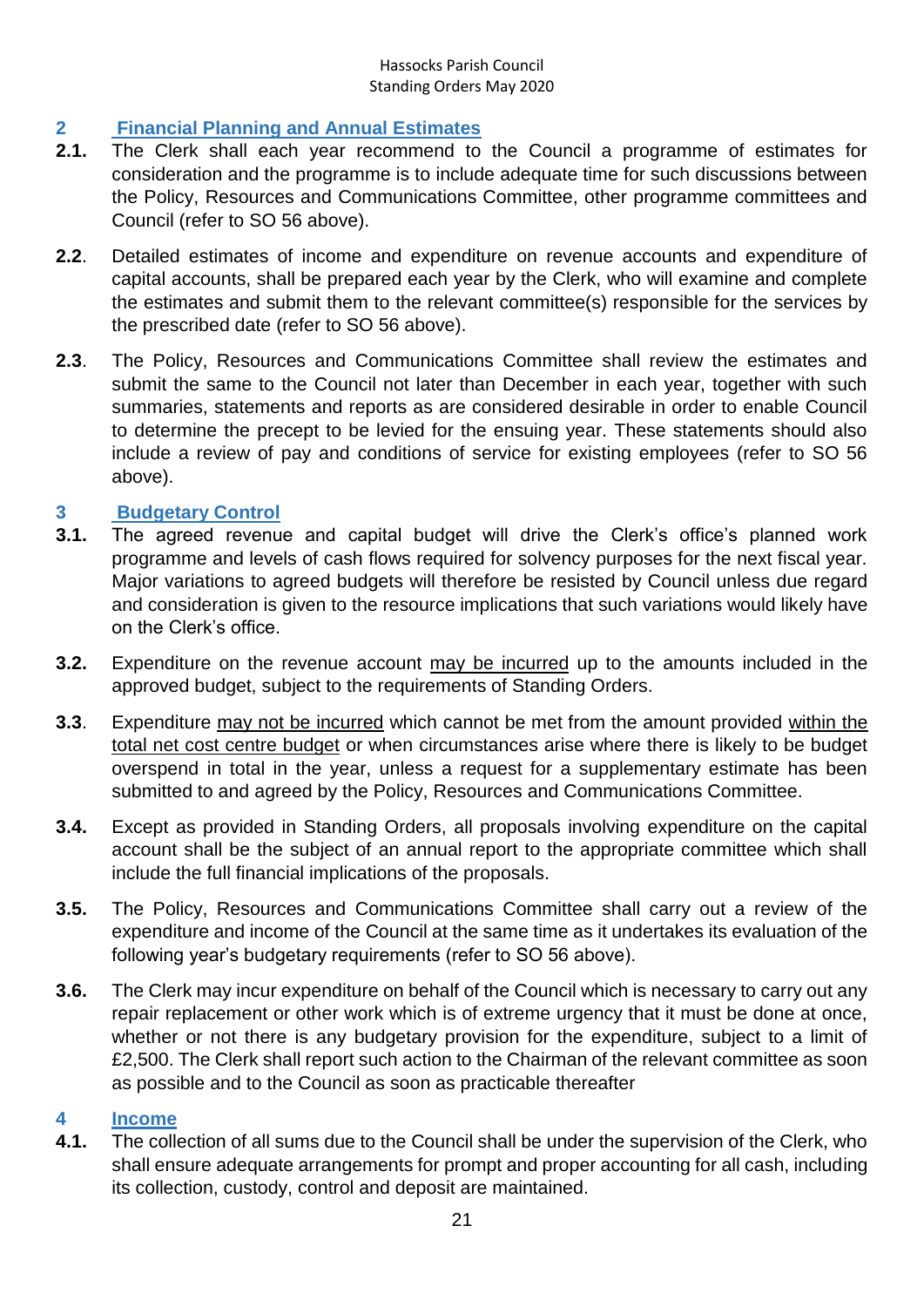## 2 Financial Planning and Annual Estimates

**2.1.** The Clerk shall each year recommend to the Council a programme of estimates for consideration and the programme is to include adequate time for such discussions between the Policy, Resources and Communications Committee, other programme committees and Council (refer to SO 56 above).

**2.2**. Detailed estimates of income and expenditure on revenue accounts and expenditure of capital accounts, shall be prepared each year by the Clerk, who will examine and complete the estimates and submit them to the relevant committee(s) responsible for the services by the prescribed date (refer to SO 56 above).

**2.3**. The Policy, Resources and Communications Committee shall review the estimates and submit the same to the Council not later than December in each year, together with such summaries, statements and reports as are considered desirable in order to enable Council to determine the precept to be levied for the ensuing year. These statements should also include a review of pay and conditions of service for existing employees (refer to SO 56 above).

## 3 Budgetary Control

**3.1.** The agreed revenue and capital budget will drive the Clerk's office's planned work programme and levels of cash flows required for solvency purposes for the next fiscal year. Major variations to agreed budgets will therefore be resisted by Council unless due regard and consideration is given to the resource implications that such variations would likely have on the Clerk's office.

**3.2.** Expenditure on the revenue account may be incurred up to the amounts included in the approved budget, subject to the requirements of Standing Orders.

**3.3**. Expenditure may not be incurred which cannot be met from the amount provided within the total net cost centre budget or when circumstances arise where there is likely to be budget overspend in total in the year, unless a request for a supplementary estimate has been submitted to and agreed by the Policy, Resources and Communications Committee.

**3.4.** Except as provided in Standing Orders, all proposals involving expenditure on the capital account shall be the subject of an annual report to the appropriate committee which shall include the full financial implications of the proposals.

**3.5.** The Policy, Resources and Communications Committee shall carry out a review of the expenditure and income of the Council at the same time as it undertakes its evaluation of the following year's budgetary requirements (refer to SO 56 above).

**3.6.** The Clerk may incur expenditure on behalf of the Council which is necessary to carry out any repair replacement or other work which is of extreme urgency that it must be done at once, whether or not there is any budgetary provision for the expenditure, subject to a limit of £2,500. The Clerk shall report such action to the Chairman of the relevant committee as soon as possible and to the Council as soon as practicable thereafter

## 4 Income

**4.1.** The collection of all sums due to the Council shall be under the supervision of the Clerk, who shall ensure adequate arrangements for prompt and proper accounting for all cash, including its collection, custody, control and deposit are maintained.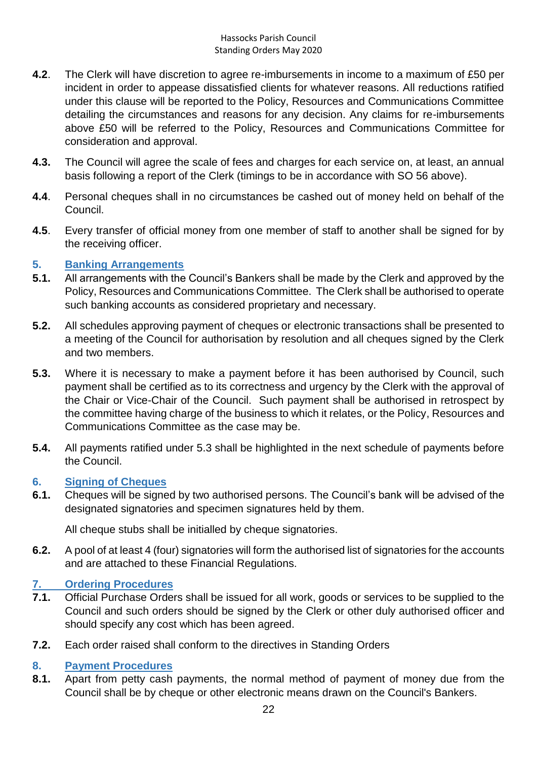**4.2**. The Clerk will have discretion to agree re-imbursements in income to a maximum of £50 per incident in order to appease dissatisfied clients for whatever reasons. All reductions ratified under this clause will be reported to the Policy, Resources and Communications Committee detailing the circumstances and reasons for any decision. Any claims for re-imbursements above £50 will be referred to the Policy, Resources and Communications Committee for consideration and approval.

**4.3.** The Council will agree the scale of fees and charges for each service on, at least, an annual basis following a report of the Clerk (timings to be in accordance with SO 56 above).

**4.4**. Personal cheques shall in no circumstances be cashed out of money held on behalf of the Council.

**4.5**. Every transfer of official money from one member of staff to another shall be signed for by the receiving officer.

## 5. Banking Arrangements

**5.1.** All arrangements with the Council's Bankers shall be made by the Clerk and approved by the Policy, Resources and Communications Committee. The Clerk shall be authorised to operate such banking accounts as considered proprietary and necessary.

**5.2.** All schedules approving payment of cheques or electronic transactions shall be presented to a meeting of the Council for authorisation by resolution and all cheques signed by the Clerk and two members.

**5.3.** Where it is necessary to make a payment before it has been authorised by Council, such payment shall be certified as to its correctness and urgency by the Clerk with the approval of the Chair or Vice-Chair of the Council. Such payment shall be authorised in retrospect by the committee having charge of the business to which it relates, or the Policy, Resources and Communications Committee as the case may be.

**5.4.** All payments ratified under 5.3 shall be highlighted in the next schedule of payments before the Council.

## 6. Signing of Cheques

**6.1.** Cheques will be signed by two authorised persons. The Council's bank will be advised of the designated signatories and specimen signatures held by them.

All cheque stubs shall be initialled by cheque signatories.

**6.2.** A pool of at least 4 (four) signatories will form the authorised list of signatories for the accounts and are attached to these Financial Regulations.

## 7. Ordering Procedures

**7.1.** Official Purchase Orders shall be issued for all work, goods or services to be supplied to the Council and such orders should be signed by the Clerk or other duly authorised officer and should specify any cost which has been agreed.

**7.2.** Each order raised shall conform to the directives in Standing Orders

## 8. Payment Procedures

**8.1.** Apart from petty cash payments, the normal method of payment of money due from the Council shall be by cheque or other electronic means drawn on the Council's Bankers.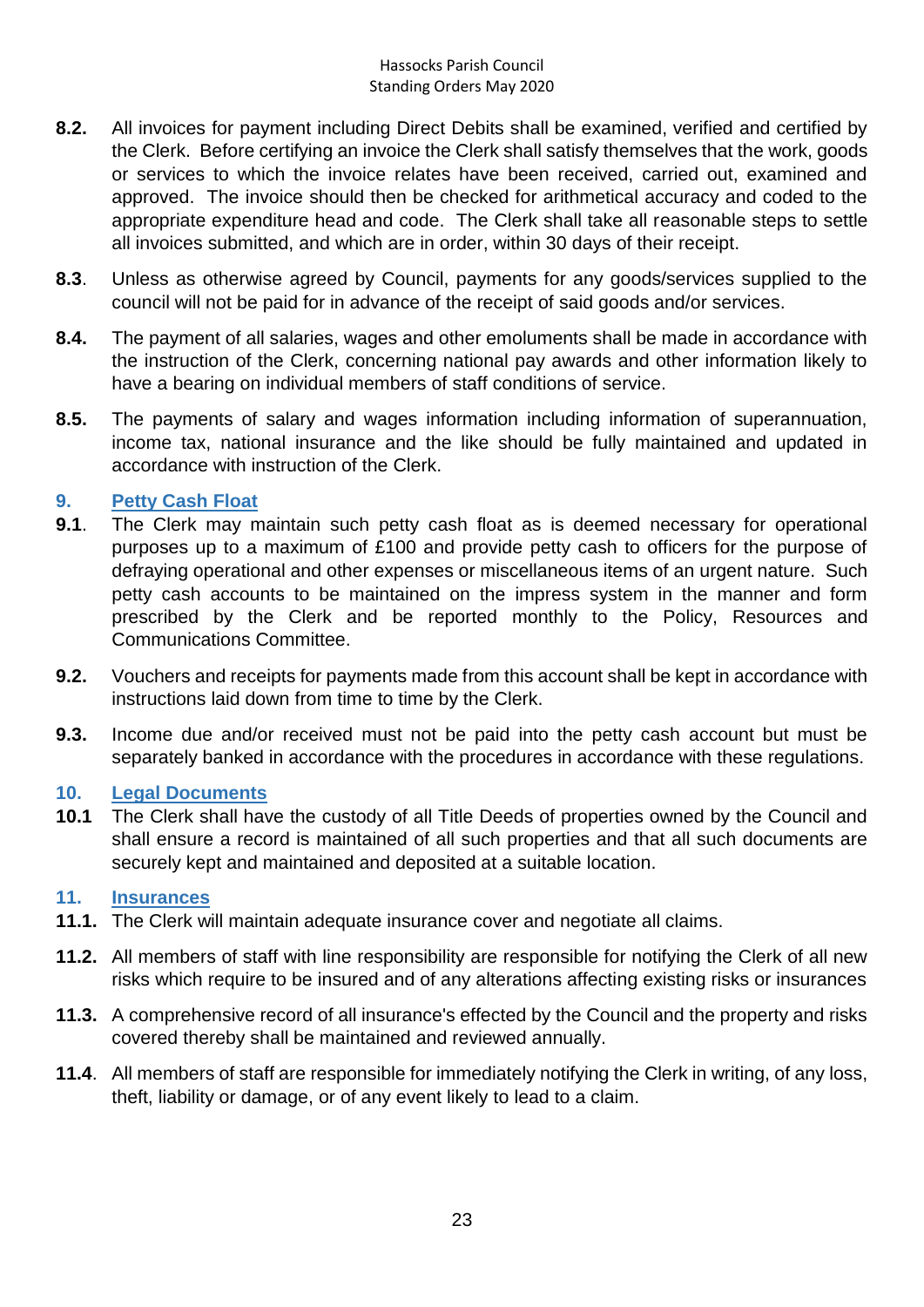**8.2.** All invoices for payment including Direct Debits shall be examined, verified and certified by the Clerk. Before certifying an invoice the Clerk shall satisfy themselves that the work, goods or services to which the invoice relates have been received, carried out, examined and approved. The invoice should then be checked for arithmetical accuracy and coded to the appropriate expenditure head and code. The Clerk shall take all reasonable steps to settle all invoices submitted, and which are in order, within 30 days of their receipt.

**8.3**. Unless as otherwise agreed by Council, payments for any goods/services supplied to the council will not be paid for in advance of the receipt of said goods and/or services.

**8.4.** The payment of all salaries, wages and other emoluments shall be made in accordance with the instruction of the Clerk, concerning national pay awards and other information likely to have a bearing on individual members of staff conditions of service.

**8.5.** The payments of salary and wages information including information of superannuation, income tax, national insurance and the like should be fully maintained and updated in accordance with instruction of the Clerk.

## 9. Petty Cash Float

**9.1**. The Clerk may maintain such petty cash float as is deemed necessary for operational purposes up to a maximum of £100 and provide petty cash to officers for the purpose of defraying operational and other expenses or miscellaneous items of an urgent nature. Such petty cash accounts to be maintained on the impress system in the manner and form prescribed by the Clerk and be reported monthly to the Policy, Resources and Communications Committee.

**9.2.** Vouchers and receipts for payments made from this account shall be kept in accordance with instructions laid down from time to time by the Clerk.

**9.3.** Income due and/or received must not be paid into the petty cash account but must be separately banked in accordance with the procedures in accordance with these regulations.

## 10. Legal Documents

**10.1** The Clerk shall have the custody of all Title Deeds of properties owned by the Council and shall ensure a record is maintained of all such properties and that all such documents are securely kept and maintained and deposited at a suitable location.

## 11. Insurances

**11.1.** The Clerk will maintain adequate insurance cover and negotiate all claims.

**11.2.** All members of staff with line responsibility are responsible for notifying the Clerk of all new risks which require to be insured and of any alterations affecting existing risks or insurances

**11.3.** A comprehensive record of all insurance's effected by the Council and the property and risks covered thereby shall be maintained and reviewed annually.

**11.4**. All members of staff are responsible for immediately notifying the Clerk in writing, of any loss, theft, liability or damage, or of any event likely to lead to a claim.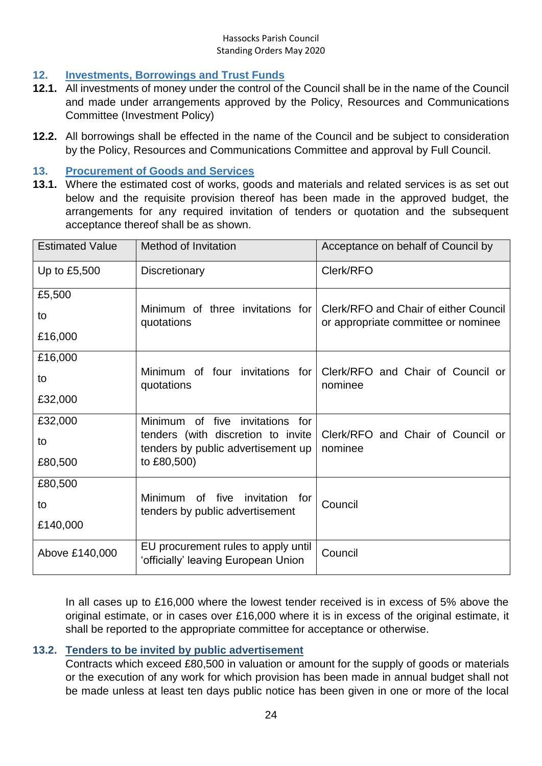## 12. Investments, Borrowings and Trust Funds

**12.1.** All investments of money under the control of the Council shall be in the name of the Council and made under arrangements approved by the Policy, Resources and Communications Committee (Investment Policy)

**12.2.** All borrowings shall be effected in the name of the Council and be subject to consideration by the Policy, Resources and Communications Committee and approval by Full Council.

## 13. Procurement of Goods and Services

**13.1.** Where the estimated cost of works, goods and materials and related services is as set out below and the requisite provision thereof has been made in the approved budget, the arrangements for any required invitation of tenders or quotation and the subsequent acceptance thereof shall be as shown.

| Estimated Value | Method of Invitation | Acceptance on behalf of Council by |
|---|---|---|
| Up to £5,500 | Discretionary | Clerk/RFO |
| £5,500 to £16,000 | Minimum of three invitations for quotations | Clerk/RFO and Chair of either Council or appropriate committee or nominee |
| £16,000 to £32,000 | Minimum of four invitations for quotations | Clerk/RFO and Chair of Council or nominee |
| £32,000 to £80,500 | Minimum of five invitations for tenders (with discretion to invite tenders by public advertisement up to £80,500) | Clerk/RFO and Chair of Council or nominee |
| £80,500 to £140,000 | Minimum of five invitation for tenders by public advertisement | Council |
| Above £140,000 | EU procurement rules to apply until 'officially' leaving European Union | Council |

In all cases up to £16,000 where the lowest tender received is in excess of 5% above the original estimate, or in cases over £16,000 where it is in excess of the original estimate, it shall be reported to the appropriate committee for acceptance or otherwise.

### 13.2. Tenders to be invited by public advertisement

Contracts which exceed £80,500 in valuation or amount for the supply of goods or materials or the execution of any work for which provision has been made in annual budget shall not be made unless at least ten days public notice has been given in one or more of the local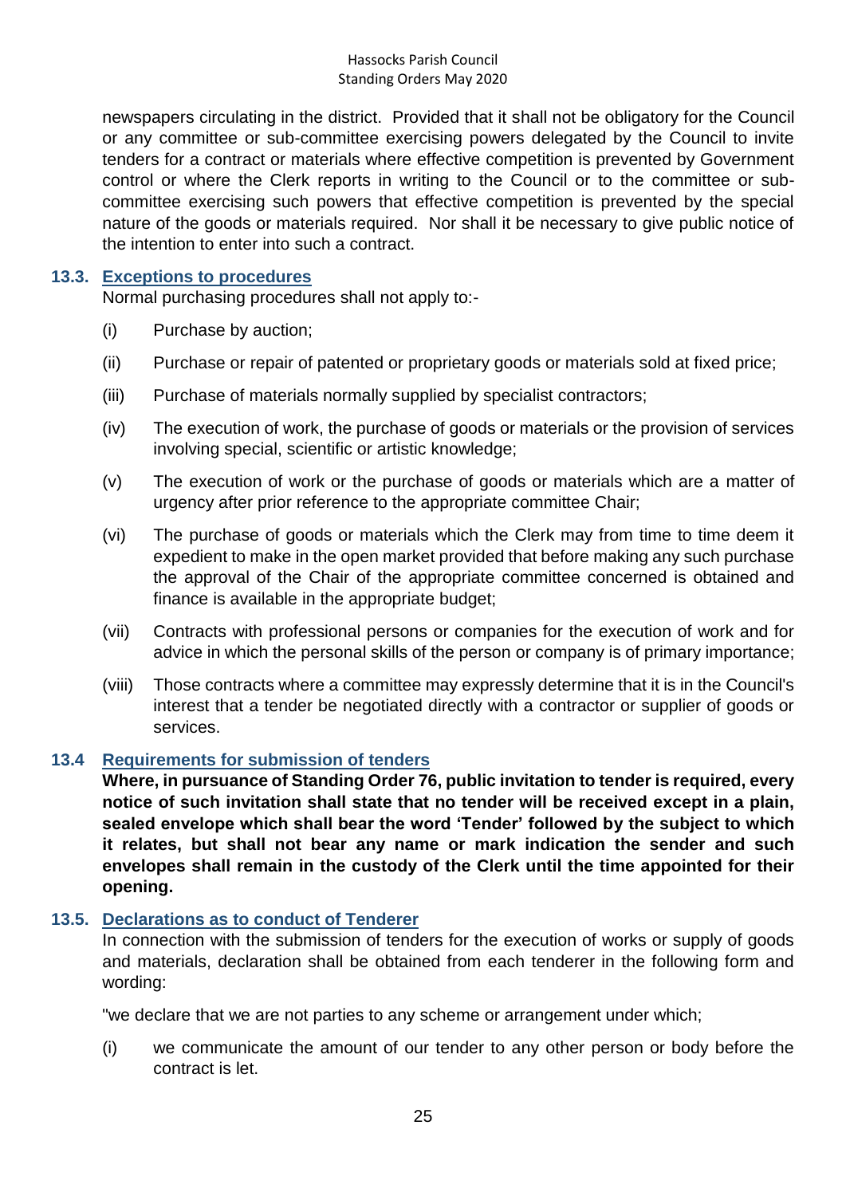newspapers circulating in the district. Provided that it shall not be obligatory for the Council or any committee or sub-committee exercising powers delegated by the Council to invite tenders for a contract or materials where effective competition is prevented by Government control or where the Clerk reports in writing to the Council or to the committee or sub-committee exercising such powers that effective competition is prevented by the special nature of the goods or materials required. Nor shall it be necessary to give public notice of the intention to enter into such a contract.

### 13.3. Exceptions to procedures

Normal purchasing procedures shall not apply to:-

(i) Purchase by auction;

(ii) Purchase or repair of patented or proprietary goods or materials sold at fixed price;

(iii) Purchase of materials normally supplied by specialist contractors;

(iv) The execution of work, the purchase of goods or materials or the provision of services involving special, scientific or artistic knowledge;

(v) The execution of work or the purchase of goods or materials which are a matter of urgency after prior reference to the appropriate committee Chair;

(vi) The purchase of goods or materials which the Clerk may from time to time deem it expedient to make in the open market provided that before making any such purchase the approval of the Chair of the appropriate committee concerned is obtained and finance is available in the appropriate budget;

(vii) Contracts with professional persons or companies for the execution of work and for advice in which the personal skills of the person or company is of primary importance;

(viii) Those contracts where a committee may expressly determine that it is in the Council's interest that a tender be negotiated directly with a contractor or supplier of goods or services.

### 13.4 Requirements for submission of tenders

**Where, in pursuance of Standing Order 76, public invitation to tender is required, every notice of such invitation shall state that no tender will be received except in a plain, sealed envelope which shall bear the word 'Tender' followed by the subject to which it relates, but shall not bear any name or mark indication the sender and such envelopes shall remain in the custody of the Clerk until the time appointed for their opening.**

### 13.5. Declarations as to conduct of Tenderer

In connection with the submission of tenders for the execution of works or supply of goods and materials, declaration shall be obtained from each tenderer in the following form and wording:

"we declare that we are not parties to any scheme or arrangement under which;

(i) we communicate the amount of our tender to any other person or body before the contract is let.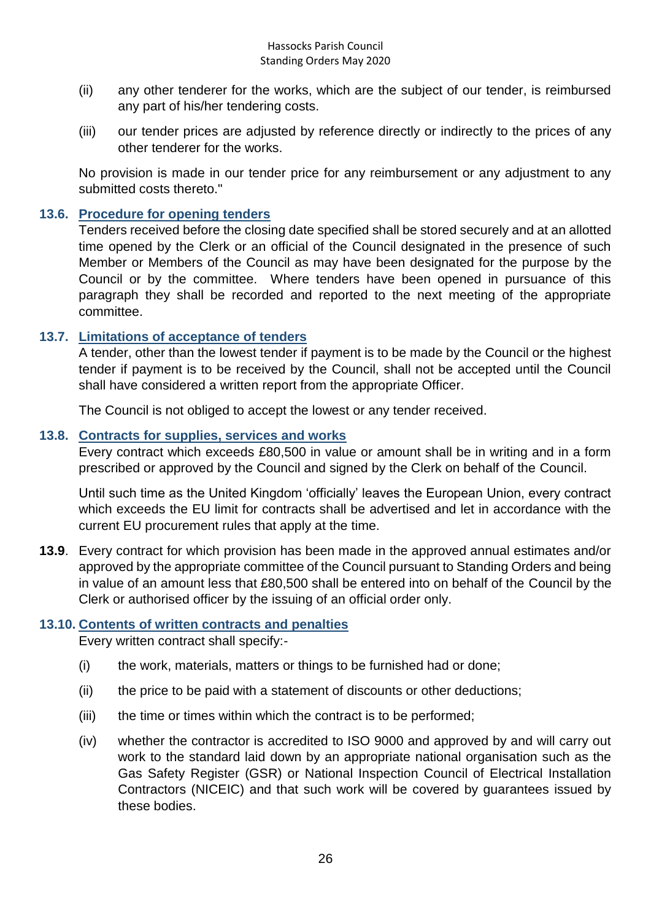(ii) any other tenderer for the works, which are the subject of our tender, is reimbursed any part of his/her tendering costs.

(iii) our tender prices are adjusted by reference directly or indirectly to the prices of any other tenderer for the works.

No provision is made in our tender price for any reimbursement or any adjustment to any submitted costs thereto."

### 13.6. Procedure for opening tenders

Tenders received before the closing date specified shall be stored securely and at an allotted time opened by the Clerk or an official of the Council designated in the presence of such Member or Members of the Council as may have been designated for the purpose by the Council or by the committee. Where tenders have been opened in pursuance of this paragraph they shall be recorded and reported to the next meeting of the appropriate committee.

### 13.7. Limitations of acceptance of tenders

A tender, other than the lowest tender if payment is to be made by the Council or the highest tender if payment is to be received by the Council, shall not be accepted until the Council shall have considered a written report from the appropriate Officer.

The Council is not obliged to accept the lowest or any tender received.

### 13.8. Contracts for supplies, services and works

Every contract which exceeds £80,500 in value or amount shall be in writing and in a form prescribed or approved by the Council and signed by the Clerk on behalf of the Council.

Until such time as the United Kingdom 'officially' leaves the European Union, every contract which exceeds the EU limit for contracts shall be advertised and let in accordance with the current EU procurement rules that apply at the time.

**13.9**. Every contract for which provision has been made in the approved annual estimates and/or approved by the appropriate committee of the Council pursuant to Standing Orders and being in value of an amount less that £80,500 shall be entered into on behalf of the Council by the Clerk or authorised officer by the issuing of an official order only.

### 13.10. Contents of written contracts and penalties

Every written contract shall specify:-

(i) the work, materials, matters or things to be furnished had or done;

(ii) the price to be paid with a statement of discounts or other deductions;

(iii) the time or times within which the contract is to be performed;

(iv) whether the contractor is accredited to ISO 9000 and approved by and will carry out work to the standard laid down by an appropriate national organisation such as the Gas Safety Register (GSR) or National Inspection Council of Electrical Installation Contractors (NICEIC) and that such work will be covered by guarantees issued by these bodies.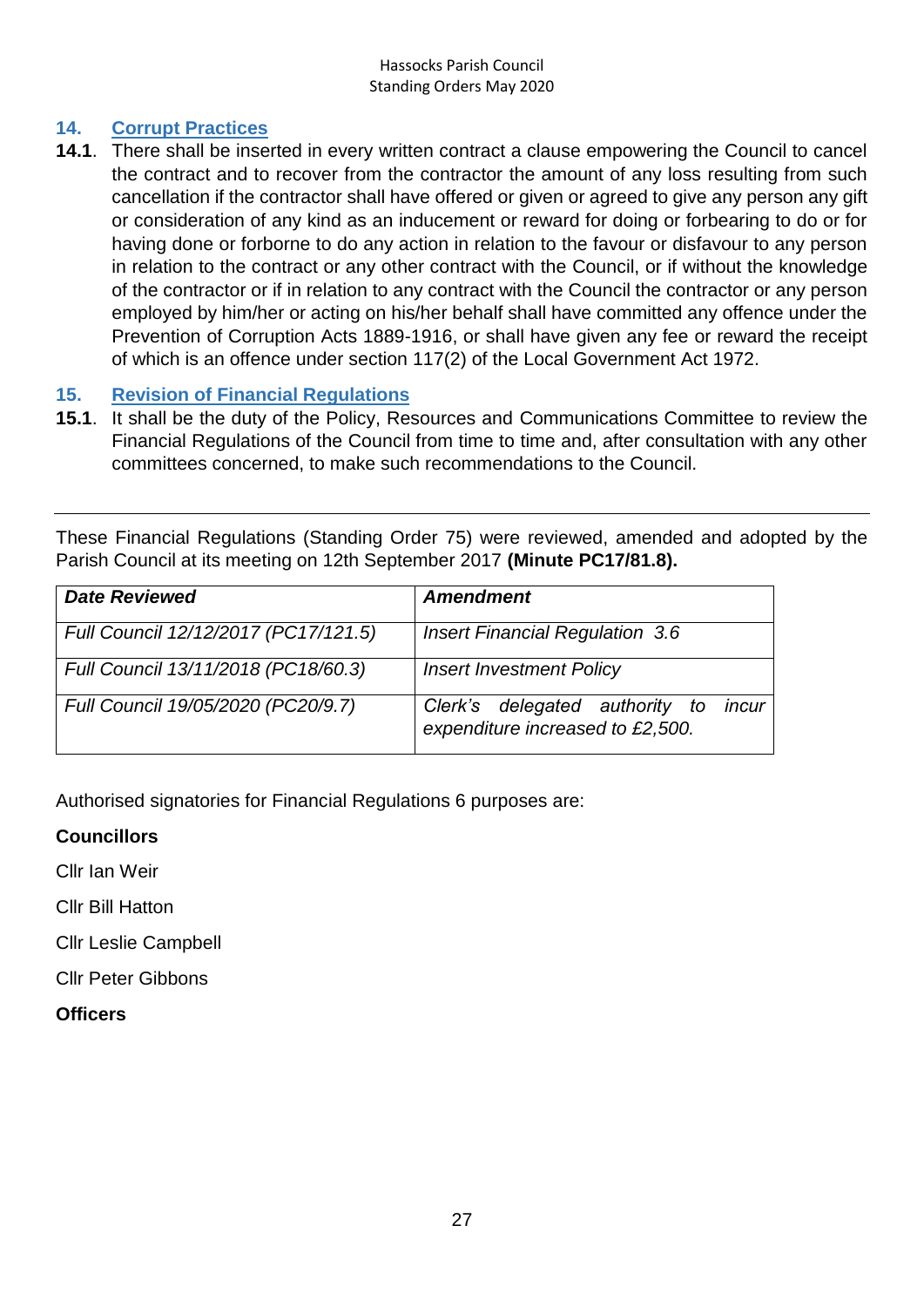## 14. Corrupt Practices

**14.1**. There shall be inserted in every written contract a clause empowering the Council to cancel the contract and to recover from the contractor the amount of any loss resulting from such cancellation if the contractor shall have offered or given or agreed to give any person any gift or consideration of any kind as an inducement or reward for doing or forbearing to do or for having done or forborne to do any action in relation to the favour or disfavour to any person in relation to the contract or any other contract with the Council, or if without the knowledge of the contractor or if in relation to any contract with the Council the contractor or any person employed by him/her or acting on his/her behalf shall have committed any offence under the Prevention of Corruption Acts 1889-1916, or shall have given any fee or reward the receipt of which is an offence under section 117(2) of the Local Government Act 1972.

## 15. Revision of Financial Regulations

**15.1**. It shall be the duty of the Policy, Resources and Communications Committee to review the Financial Regulations of the Council from time to time and, after consultation with any other committees concerned, to make such recommendations to the Council.

---

These Financial Regulations (Standing Order 75) were reviewed, amended and adopted by the Parish Council at its meeting on 12th September 2017 **(Minute PC17/81.8).**

| ***Date Reviewed*** | ***Amendment*** |
|---|---|
| *Full Council 12/12/2017 (PC17/121.5)* | *Insert Financial Regulation 3.6* |
| *Full Council 13/11/2018 (PC18/60.3)* | *Insert Investment Policy* |
| *Full Council 19/05/2020 (PC20/9.7)* | *Clerk's delegated authority to incur expenditure increased to £2,500.* |

Authorised signatories for Financial Regulations 6 purposes are:

**Councillors**

Cllr Ian Weir

Cllr Bill Hatton

Cllr Leslie Campbell

Cllr Peter Gibbons

**Officers**